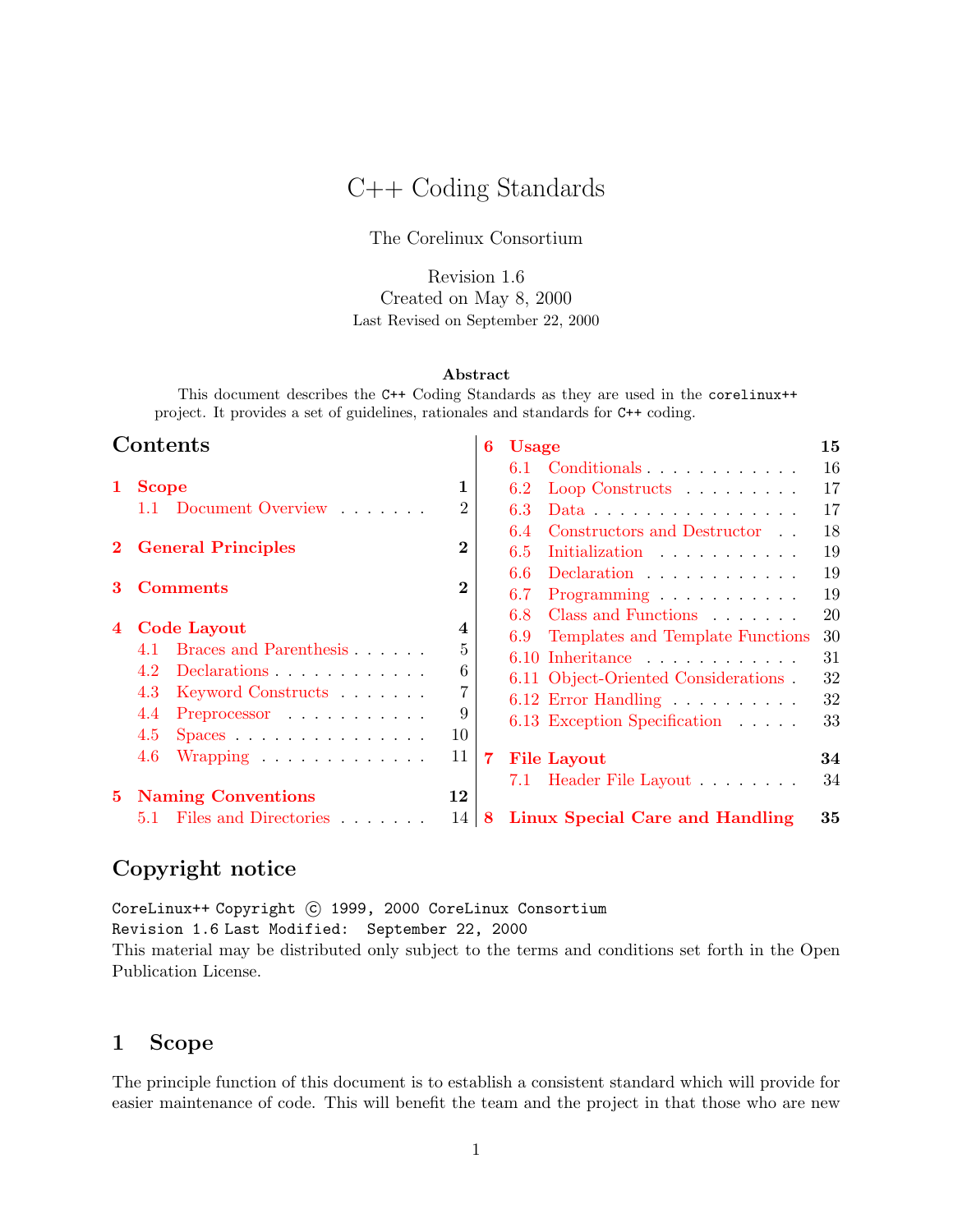# C++ Coding Standards

The Corelinux Consortium

Revision 1.6
Created on May 8, 2000
Last Revised on September 22, 2000

**Abstract**

This document describes the C++ Coding Standards as they are used in the corelinux++ project. It provides a set of guidelines, rationales and standards for C++ coding.

## Contents

- **1 Scope** — 1
  - 1.1 Document Overview — 2
- **2 General Principles** — 2
- **3 Comments** — 2
- **4 Code Layout** — 4
  - 4.1 Braces and Parenthesis — 5
  - 4.2 Declarations — 6
  - 4.3 Keyword Constructs — 7
  - 4.4 Preprocessor — 9
  - 4.5 Spaces — 10
  - 4.6 Wrapping — 11
- **5 Naming Conventions** — 12
  - 5.1 Files and Directories — 14
- **6 Usage** — 15
  - 6.1 Conditionals — 16
  - 6.2 Loop Constructs — 17
  - 6.3 Data — 17
  - 6.4 Constructors and Destructor — 18
  - 6.5 Initialization — 19
  - 6.6 Declaration — 19
  - 6.7 Programming — 19
  - 6.8 Class and Functions — 20
  - 6.9 Templates and Template Functions — 30
  - 6.10 Inheritance — 31
  - 6.11 Object-Oriented Considerations — 32
  - 6.12 Error Handling — 32
  - 6.13 Exception Specification — 33
- **7 File Layout** — 34
  - 7.1 Header File Layout — 34
- **8 Linux Special Care and Handling** — 35

## Copyright notice

CoreLinux++ Copyright © 1999, 2000 CoreLinux Consortium
Revision 1.6 Last Modified: September 22, 2000
This material may be distributed only subject to the terms and conditions set forth in the Open Publication License.

## 1 Scope

The principle function of this document is to establish a consistent standard which will provide for easier maintenance of code. This will benefit the team and the project in that those who are new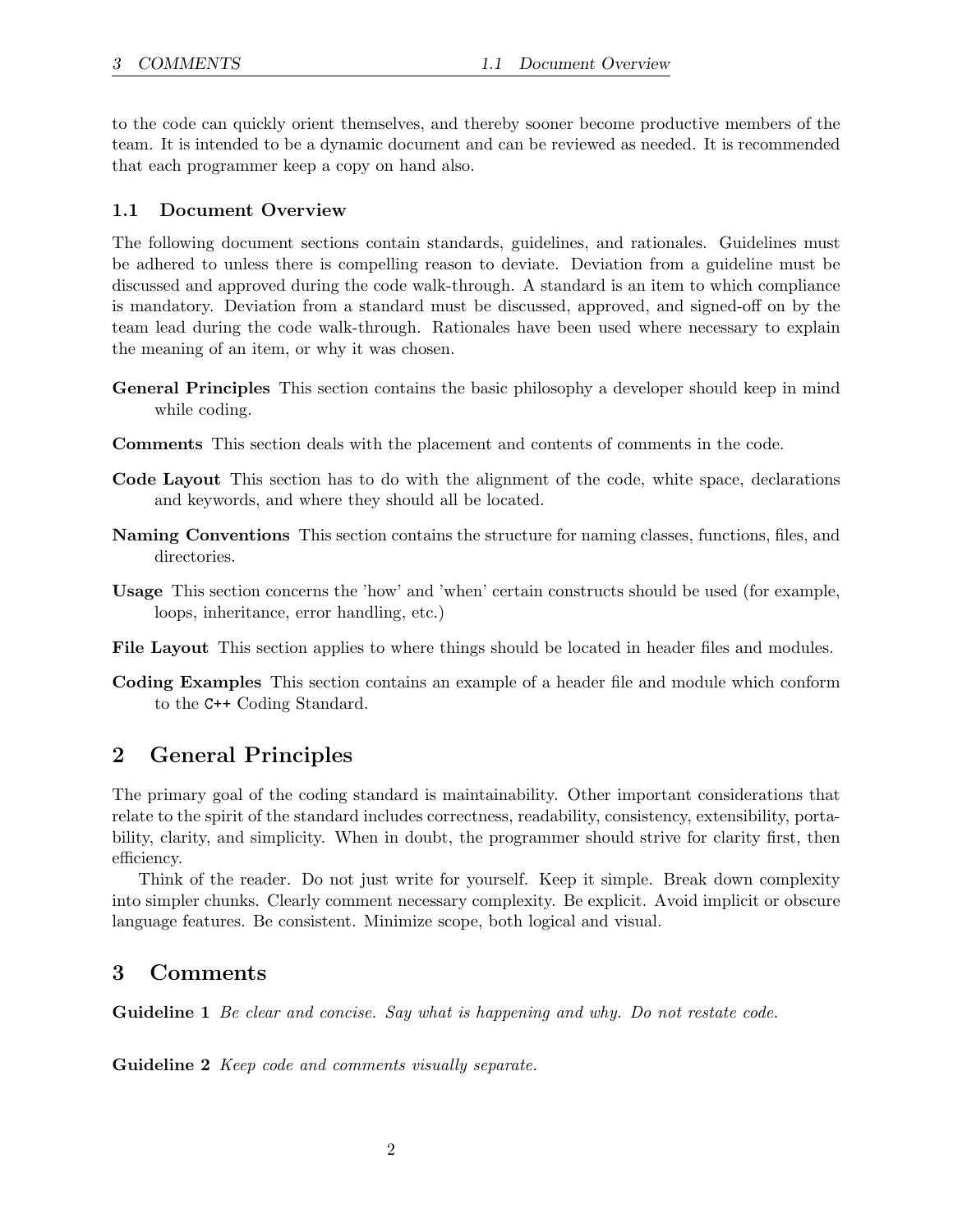to the code can quickly orient themselves, and thereby sooner become productive members of the team. It is intended to be a dynamic document and can be reviewed as needed. It is recommended that each programmer keep a copy on hand also.

### 1.1 Document Overview

The following document sections contain standards, guidelines, and rationales. Guidelines must be adhered to unless there is compelling reason to deviate. Deviation from a guideline must be discussed and approved during the code walk-through. A standard is an item to which compliance is mandatory. Deviation from a standard must be discussed, approved, and signed-off on by the team lead during the code walk-through. Rationales have been used where necessary to explain the meaning of an item, or why it was chosen.

**General Principles** This section contains the basic philosophy a developer should keep in mind while coding.

**Comments** This section deals with the placement and contents of comments in the code.

**Code Layout** This section has to do with the alignment of the code, white space, declarations and keywords, and where they should all be located.

**Naming Conventions** This section contains the structure for naming classes, functions, files, and directories.

**Usage** This section concerns the 'how' and 'when' certain constructs should be used (for example, loops, inheritance, error handling, etc.)

**File Layout** This section applies to where things should be located in header files and modules.

**Coding Examples** This section contains an example of a header file and module which conform to the `C++` Coding Standard.

## 2 General Principles

The primary goal of the coding standard is maintainability. Other important considerations that relate to the spirit of the standard includes correctness, readability, consistency, extensibility, portability, clarity, and simplicity. When in doubt, the programmer should strive for clarity first, then efficiency.

Think of the reader. Do not just write for yourself. Keep it simple. Break down complexity into simpler chunks. Clearly comment necessary complexity. Be explicit. Avoid implicit or obscure language features. Be consistent. Minimize scope, both logical and visual.

## 3 Comments

**Guideline 1** *Be clear and concise. Say what is happening and why. Do not restate code.*

**Guideline 2** *Keep code and comments visually separate.*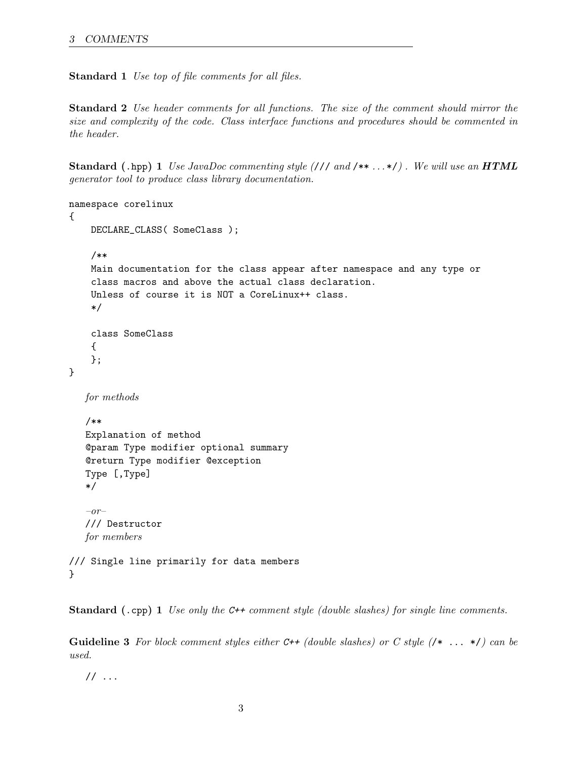**Standard 1** *Use top of file comments for all files.*

**Standard 2** *Use header comments for all functions. The size of the comment should mirror the size and complexity of the code. Class interface functions and procedures should be commented in the header.*

**Standard (.hpp) 1** *Use JavaDoc commenting style (`///` and `/** ...*/`) . We will use an **HTML** generator tool to produce class library documentation.*

```
namespace corelinux
{
    DECLARE_CLASS( SomeClass );

    /**
    Main documentation for the class appear after namespace and any type or
    class macros and above the actual class declaration.
    Unless of course it is NOT a CoreLinux++ class.
    */

    class SomeClass
    {
    };
}
```

*for methods*

```
/**
Explanation of method
@param Type modifier optional summary
@return Type modifier @exception
Type [,Type]
*/
```

*–or–*

```
/// Destructor
```

*for members*

```
/// Single line primarily for data members
}
```

**Standard (.cpp) 1** *Use only the C++ comment style (double slashes) for single line comments.*

**Guideline 3** *For block comment styles either C++ (double slashes) or C style (`/* ... */`) can be used.*

```
// ...
```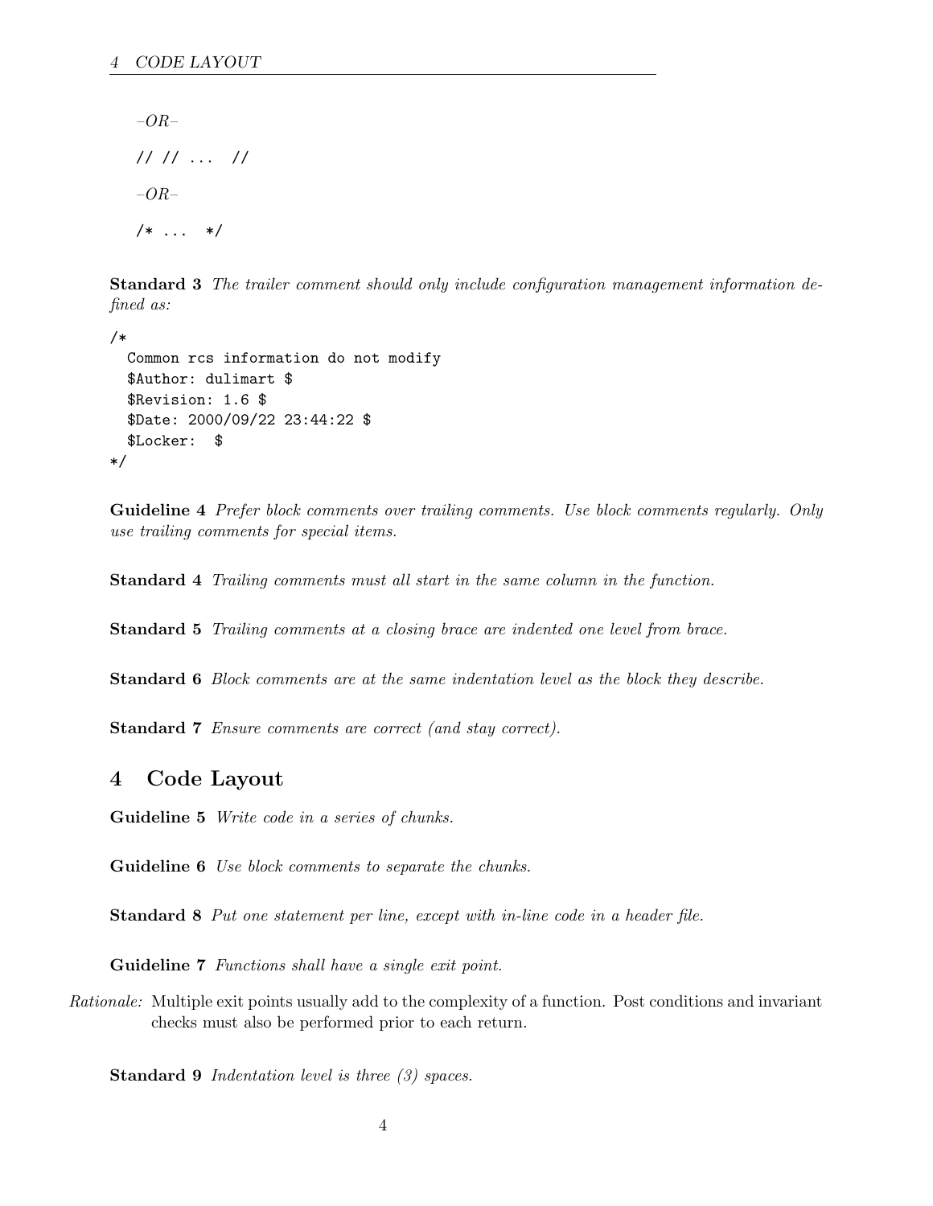*–OR–*

```
// // ... //
```

*–OR–*

```
/* ... */
```

**Standard 3** *The trailer comment should only include configuration management information defined as:*

```
/*
  Common rcs information do not modify
  $Author: dulimart $
  $Revision: 1.6 $
  $Date: 2000/09/22 23:44:22 $
  $Locker:  $
*/
```

**Guideline 4** *Prefer block comments over trailing comments. Use block comments regularly. Only use trailing comments for special items.*

**Standard 4** *Trailing comments must all start in the same column in the function.*

**Standard 5** *Trailing comments at a closing brace are indented one level from brace.*

**Standard 6** *Block comments are at the same indentation level as the block they describe.*

**Standard 7** *Ensure comments are correct (and stay correct).*

## 4 Code Layout

**Guideline 5** *Write code in a series of chunks.*

**Guideline 6** *Use block comments to separate the chunks.*

**Standard 8** *Put one statement per line, except with in-line code in a header file.*

**Guideline 7** *Functions shall have a single exit point.*

*Rationale:* Multiple exit points usually add to the complexity of a function. Post conditions and invariant checks must also be performed prior to each return.

**Standard 9** *Indentation level is three (3) spaces.*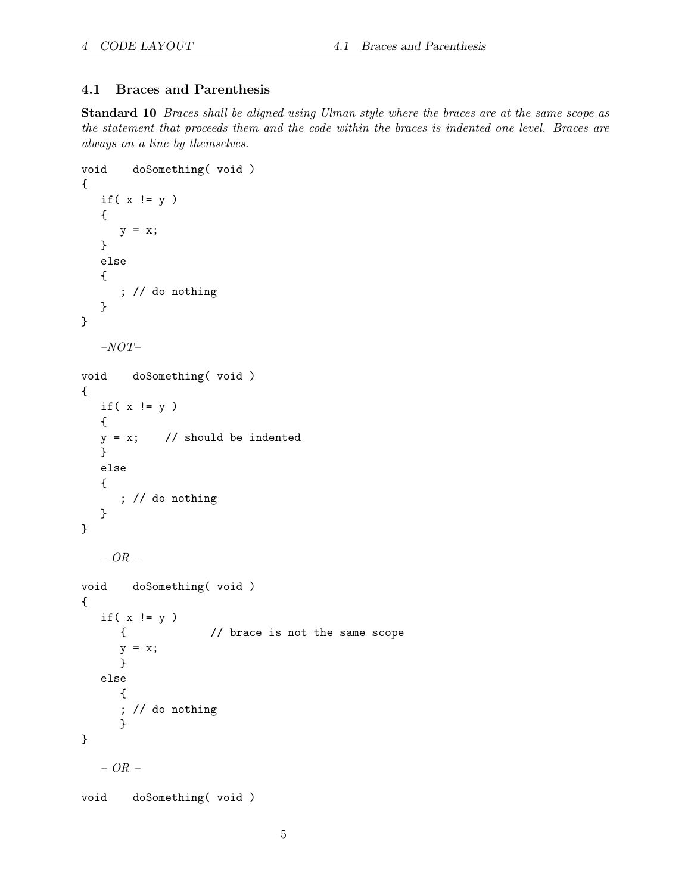## 4.1 Braces and Parenthesis

**Standard 10** *Braces shall be aligned using Ulman style where the braces are at the same scope as the statement that proceeds them and the code within the braces is indented one level. Braces are always on a line by themselves.*

```
void    doSomething( void )
{
   if( x != y )
   {
      y = x;
   }
   else
   {
      ; // do nothing
   }
}
```

*–NOT–*

```
void    doSomething( void )
{
   if( x != y )
   {
   y = x;    // should be indented
   }
   else
   {
      ; // do nothing
   }
}
```

*– OR –*

```
void    doSomething( void )
{
   if( x != y )
      {             // brace is not the same scope
      y = x;
      }
   else
      {
      ; // do nothing
      }
}
```

*– OR –*

```
void    doSomething( void )
```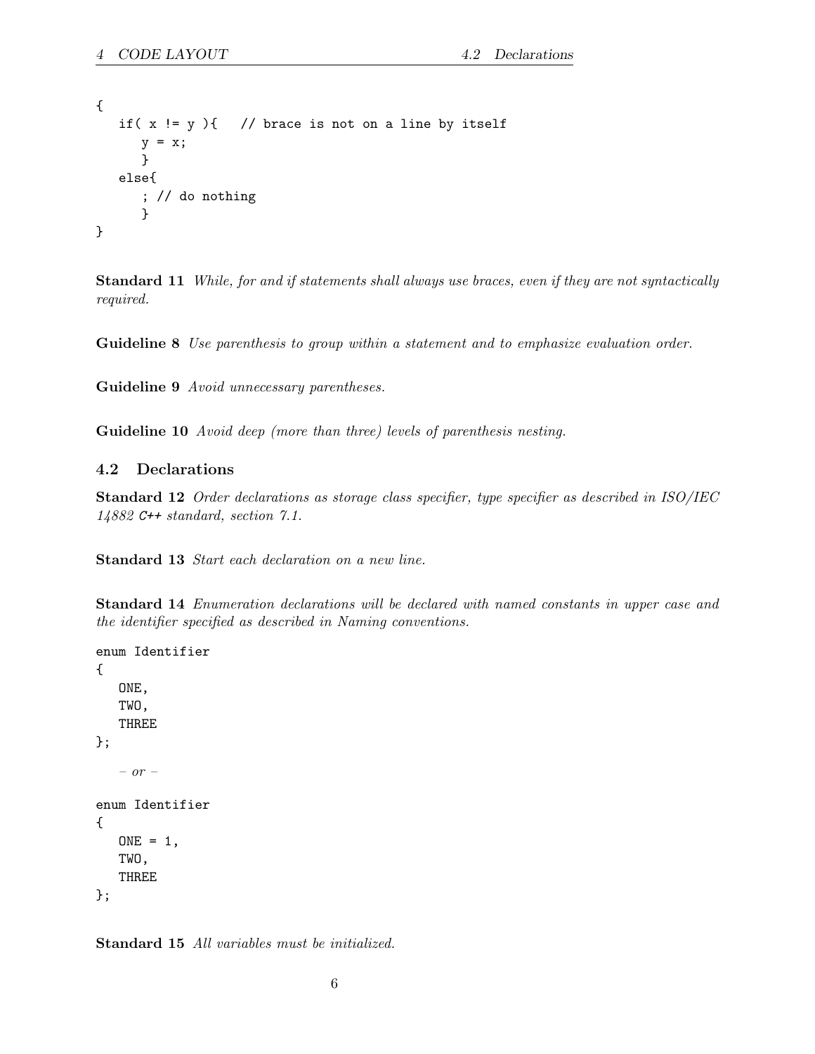```
{
   if( x != y ){   // brace is not on a line by itself
      y = x;
      }
   else{
      ; // do nothing
      }
}
```

**Standard 11** *While, for and if statements shall always use braces, even if they are not syntactically required.*

**Guideline 8** *Use parenthesis to group within a statement and to emphasize evaluation order.*

**Guideline 9** *Avoid unnecessary parentheses.*

**Guideline 10** *Avoid deep (more than three) levels of parenthesis nesting.*

### 4.2 Declarations

**Standard 12** *Order declarations as storage class specifier, type specifier as described in ISO/IEC 14882 C++ standard, section 7.1.*

**Standard 13** *Start each declaration on a new line.*

**Standard 14** *Enumeration declarations will be declared with named constants in upper case and the identifier specified as described in Naming conventions.*

```
enum Identifier
{
   ONE,
   TWO,
   THREE
};
```

*– or –*

```
enum Identifier
{
   ONE = 1,
   TWO,
   THREE
};
```

**Standard 15** *All variables must be initialized.*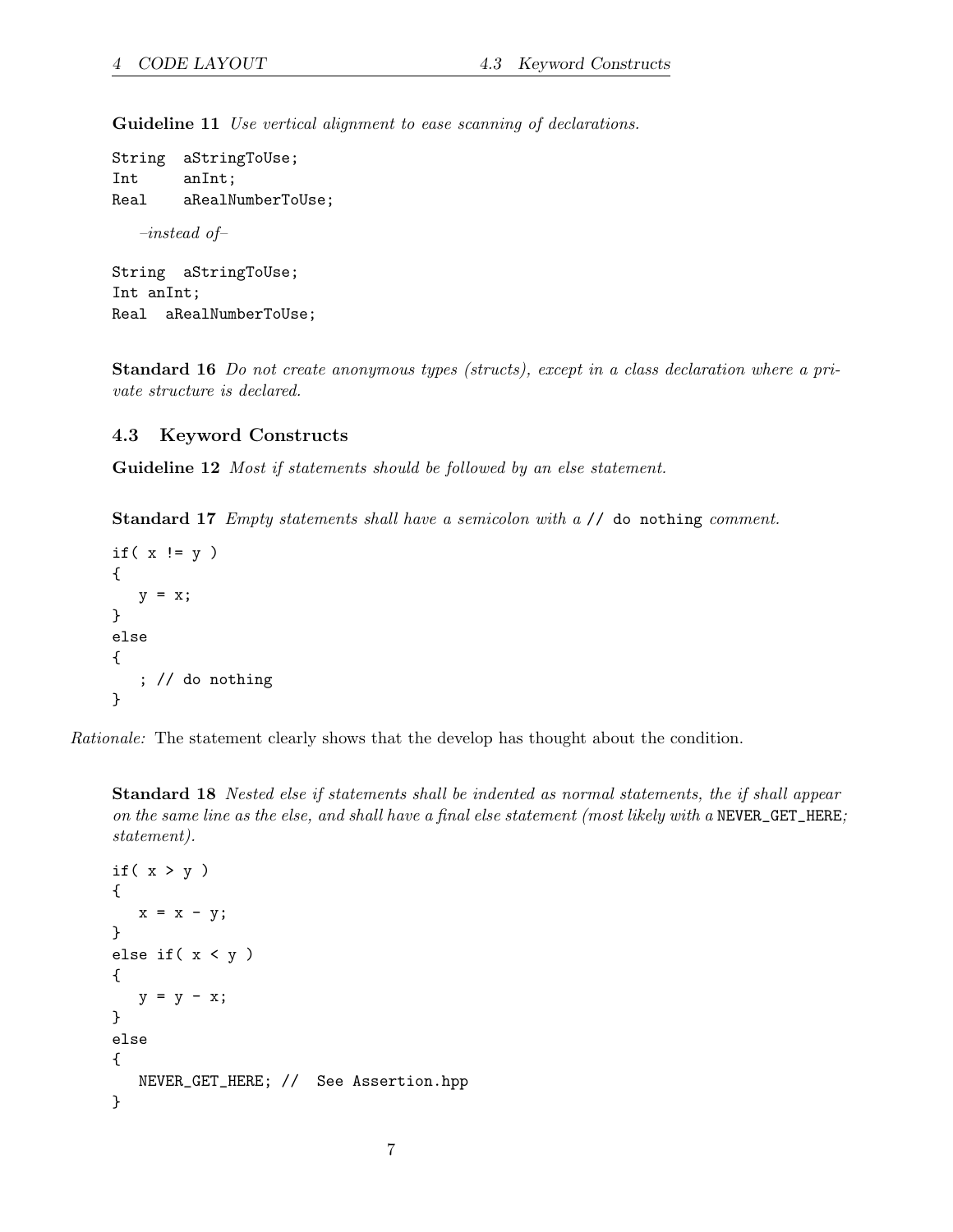**Guideline 11** *Use vertical alignment to ease scanning of declarations.*

```
String  aStringToUse;
Int     anInt;
Real    aRealNumberToUse;
```

*–instead of–*

```
String  aStringToUse;
Int anInt;
Real  aRealNumberToUse;
```

**Standard 16** *Do not create anonymous types (structs), except in a class declaration where a private structure is declared.*

### 4.3 Keyword Constructs

**Guideline 12** *Most if statements should be followed by an else statement.*

**Standard 17** *Empty statements shall have a semicolon with a* `// do nothing` *comment.*

```
if( x != y )
{
   y = x;
}
else
{
   ; // do nothing
}
```

*Rationale:* The statement clearly shows that the develop has thought about the condition.

**Standard 18** *Nested else if statements shall be indented as normal statements, the if shall appear on the same line as the else, and shall have a final else statement (most likely with a* `NEVER_GET_HERE;` *statement).*

```
if( x > y )
{
   x = x - y;
}
else if( x < y )
{
   y = y - x;
}
else
{
   NEVER_GET_HERE; //  See Assertion.hpp
}
```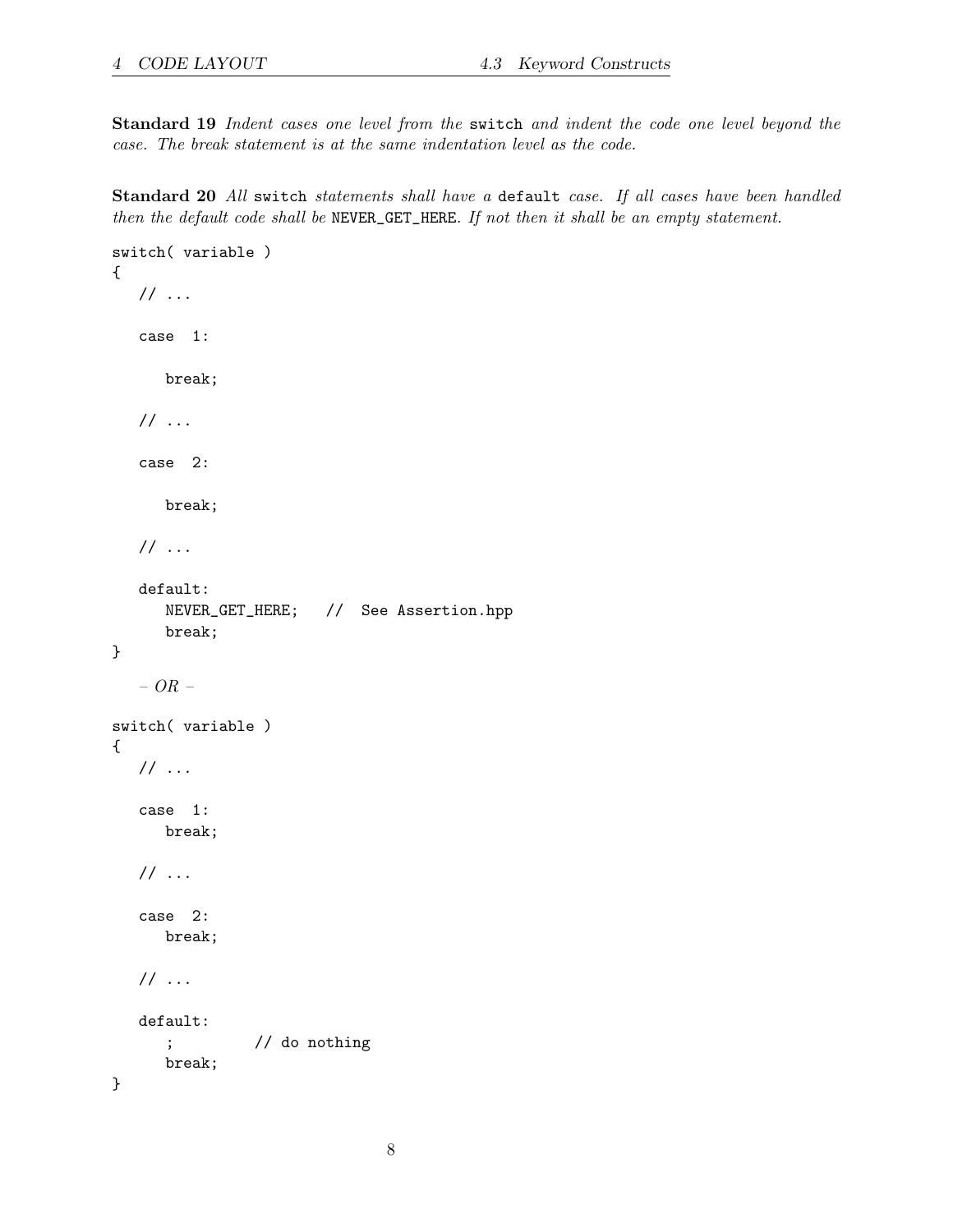**Standard 19** *Indent cases one level from the* `switch` *and indent the code one level beyond the case. The break statement is at the same indentation level as the code.*

**Standard 20** *All* `switch` *statements shall have a* `default` *case. If all cases have been handled then the default code shall be* `NEVER_GET_HERE`*. If not then it shall be an empty statement.*

```
switch( variable )
{
   // ...

   case  1:

      break;

   // ...

   case  2:

      break;

   // ...

   default:
      NEVER_GET_HERE;   //  See Assertion.hpp
      break;
}
```

– *OR* –

```
switch( variable )
{
   // ...

   case  1:
      break;

   // ...

   case  2:
      break;

   // ...

   default:
      ;         // do nothing
      break;
}
```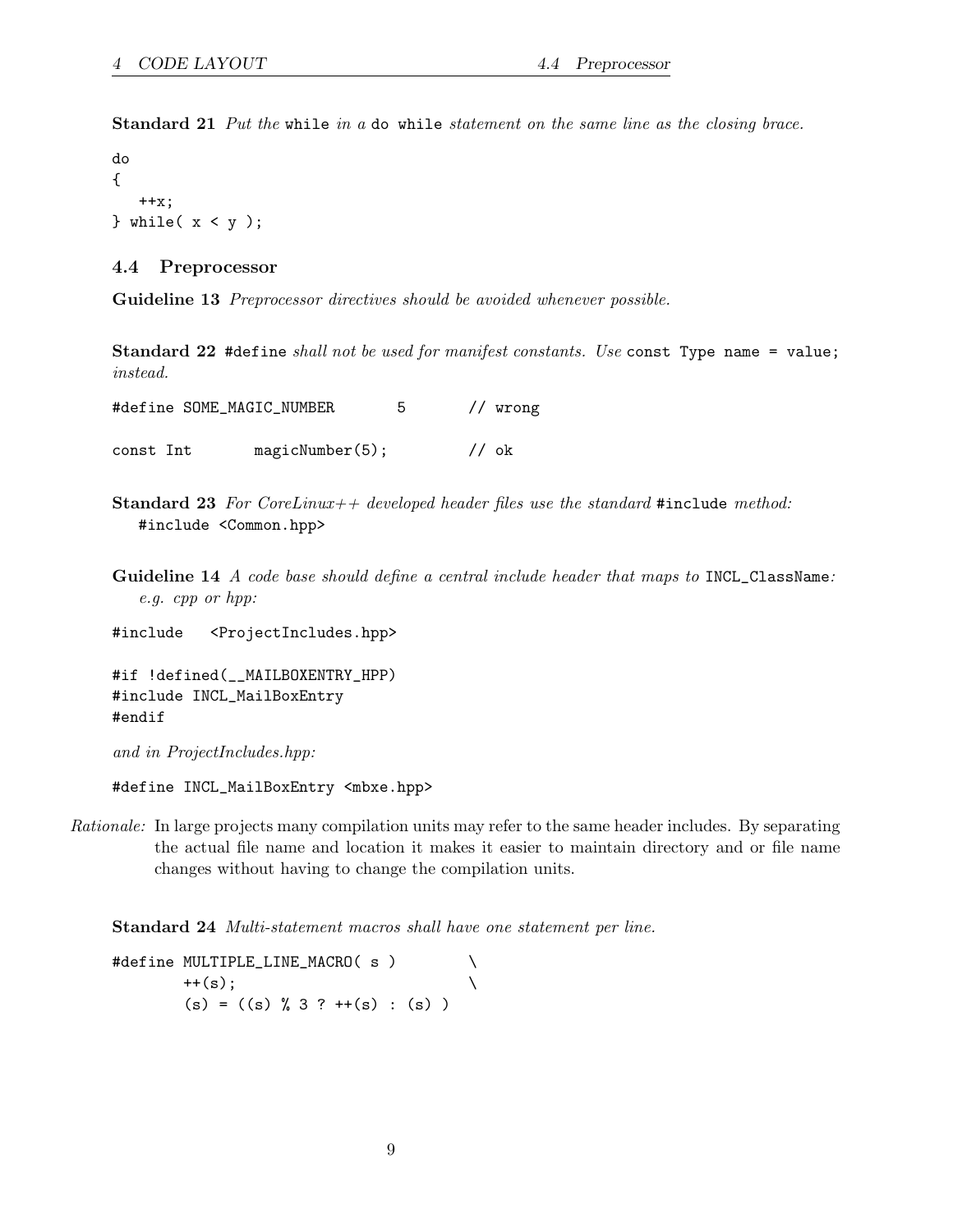**Standard 21** *Put the* `while` *in a* `do while` *statement on the same line as the closing brace.*

```
do
{
   ++x;
} while( x < y );
```

## 4.4 Preprocessor

**Guideline 13** *Preprocessor directives should be avoided whenever possible.*

**Standard 22** `#define` *shall not be used for manifest constants. Use* `const Type name = value;` *instead.*

```
#define SOME_MAGIC_NUMBER       5       // wrong

const Int       magicNumber(5);         // ok
```

**Standard 23** *For CoreLinux++ developed header files use the standard* `#include` *method:*
`#include <Common.hpp>`

**Guideline 14** *A code base should define a central include header that maps to* `INCL_ClassName`*: e.g. cpp or hpp:*

```
#include   <ProjectIncludes.hpp>

#if !defined(__MAILBOXENTRY_HPP)
#include INCL_MailBoxEntry
#endif
```

*and in ProjectIncludes.hpp:*

```
#define INCL_MailBoxEntry <mbxe.hpp>
```

*Rationale:* In large projects many compilation units may refer to the same header includes. By separating the actual file name and location it makes it easier to maintain directory and or file name changes without having to change the compilation units.

**Standard 24** *Multi-statement macros shall have one statement per line.*

```
#define MULTIPLE_LINE_MACRO( s )        \
        ++(s);                          \
        (s) = ((s) % 3 ? ++(s) : (s) )
```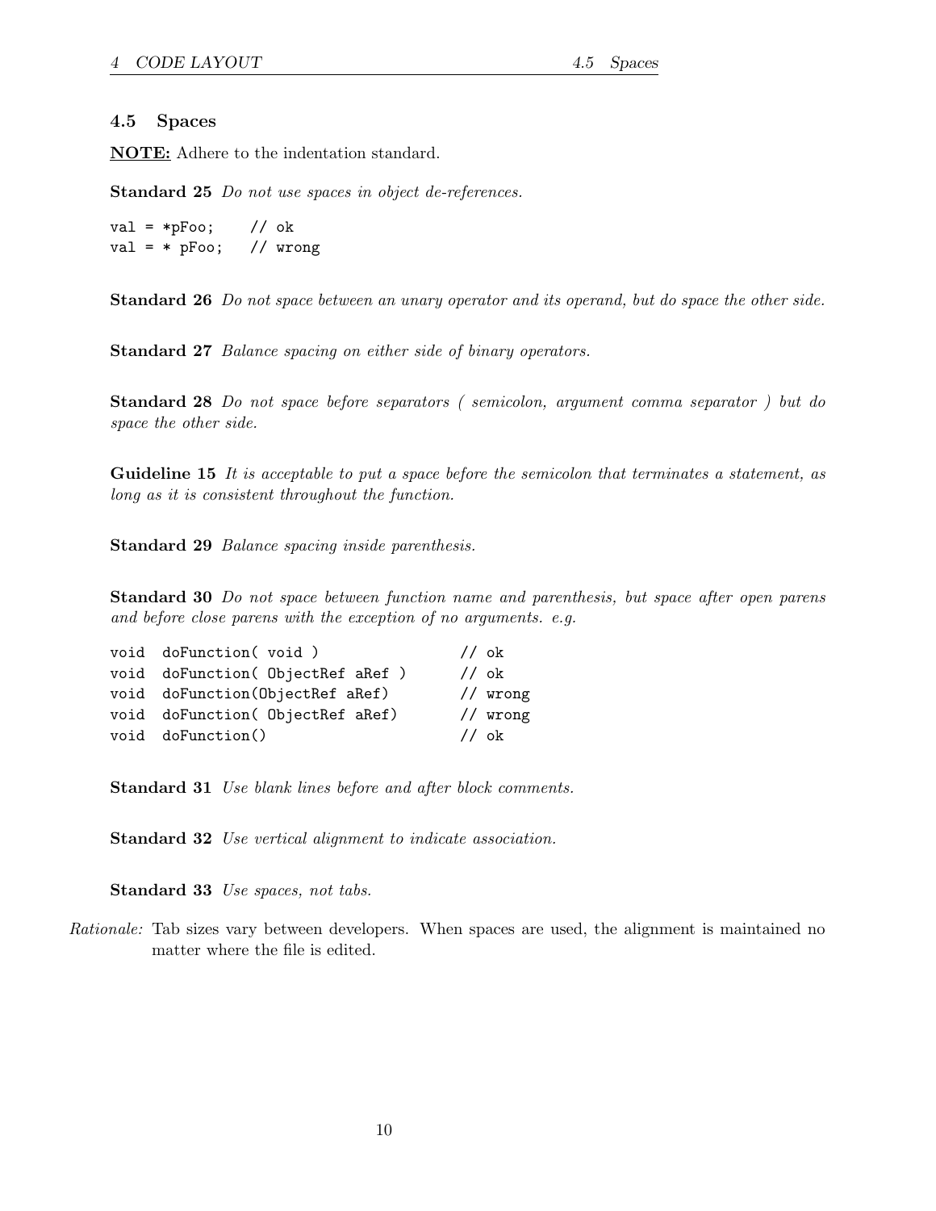### 4.5 Spaces

**NOTE:** Adhere to the indentation standard.

**Standard 25** *Do not use spaces in object de-references.*

```
val = *pFoo;    // ok
val = * pFoo;   // wrong
```

**Standard 26** *Do not space between an unary operator and its operand, but do space the other side.*

**Standard 27** *Balance spacing on either side of binary operators.*

**Standard 28** *Do not space before separators ( semicolon, argument comma separator ) but do space the other side.*

**Guideline 15** *It is acceptable to put a space before the semicolon that terminates a statement, as long as it is consistent throughout the function.*

**Standard 29** *Balance spacing inside parenthesis.*

**Standard 30** *Do not space between function name and parenthesis, but space after open parens and before close parens with the exception of no arguments. e.g.*

```
void  doFunction( void )              // ok
void  doFunction( ObjectRef aRef )    // ok
void  doFunction(ObjectRef aRef)      // wrong
void  doFunction( ObjectRef aRef)     // wrong
void  doFunction()                    // ok
```

**Standard 31** *Use blank lines before and after block comments.*

**Standard 32** *Use vertical alignment to indicate association.*

**Standard 33** *Use spaces, not tabs.*

*Rationale:* Tab sizes vary between developers. When spaces are used, the alignment is maintained no matter where the file is edited.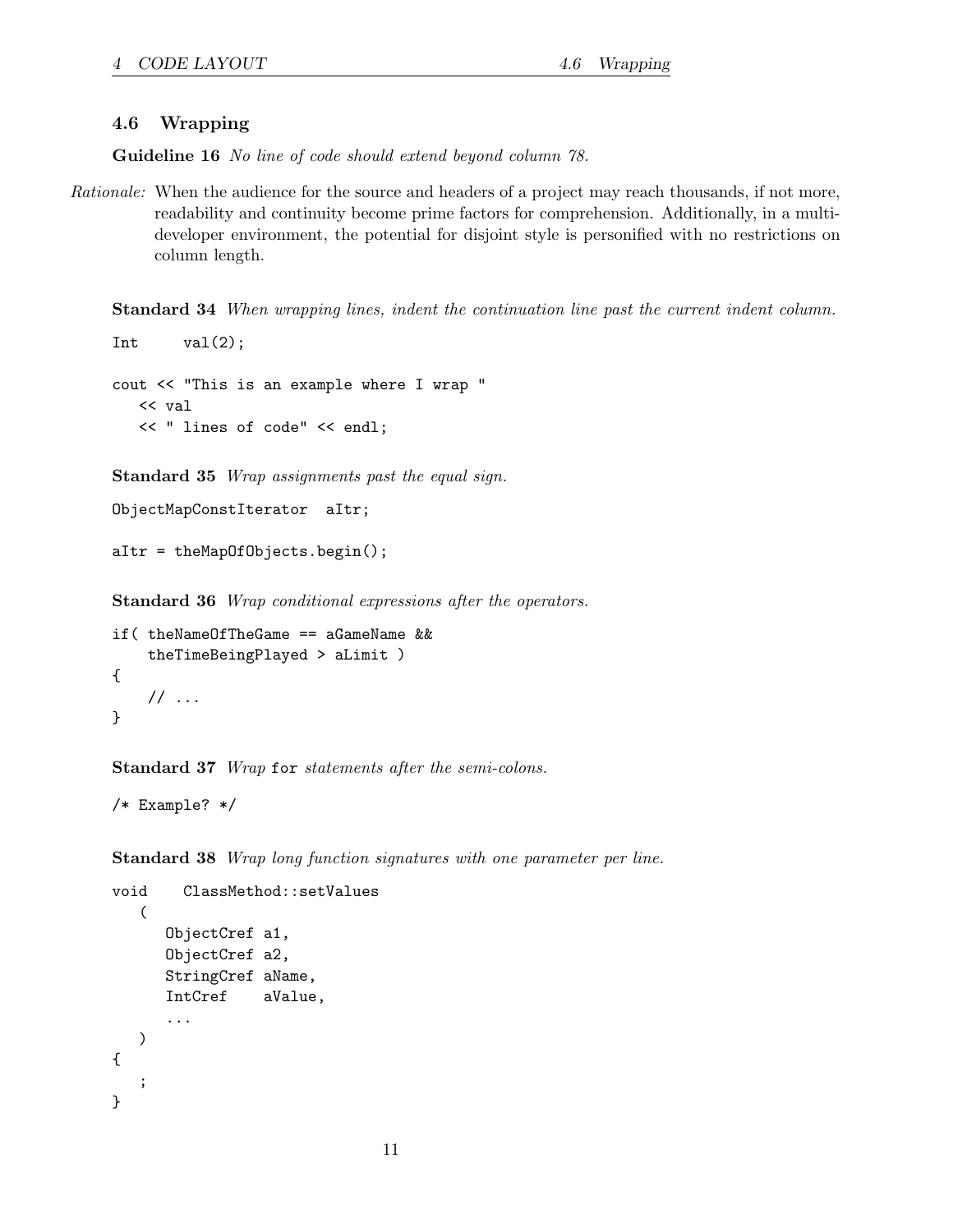## 4.6 Wrapping

**Guideline 16** *No line of code should extend beyond column 78.*

*Rationale:* When the audience for the source and headers of a project may reach thousands, if not more, readability and continuity become prime factors for comprehension. Additionally, in a multi-developer environment, the potential for disjoint style is personified with no restrictions on column length.

**Standard 34** *When wrapping lines, indent the continuation line past the current indent column.*

```
Int     val(2);

cout << "This is an example where I wrap "
   << val
   << " lines of code" << endl;
```

**Standard 35** *Wrap assignments past the equal sign.*

```
ObjectMapConstIterator  aItr;

aItr = theMapOfObjects.begin();
```

**Standard 36** *Wrap conditional expressions after the operators.*

```
if( theNameOfTheGame == aGameName &&
    theTimeBeingPlayed > aLimit )
{
    // ...
}
```

**Standard 37** *Wrap* `for` *statements after the semi-colons.*

```
/* Example? */
```

**Standard 38** *Wrap long function signatures with one parameter per line.*

```
void    ClassMethod::setValues
   (
      ObjectCref a1,
      ObjectCref a2,
      StringCref aName,
      IntCref    aValue,
      ...
   )
{
   ;
}
```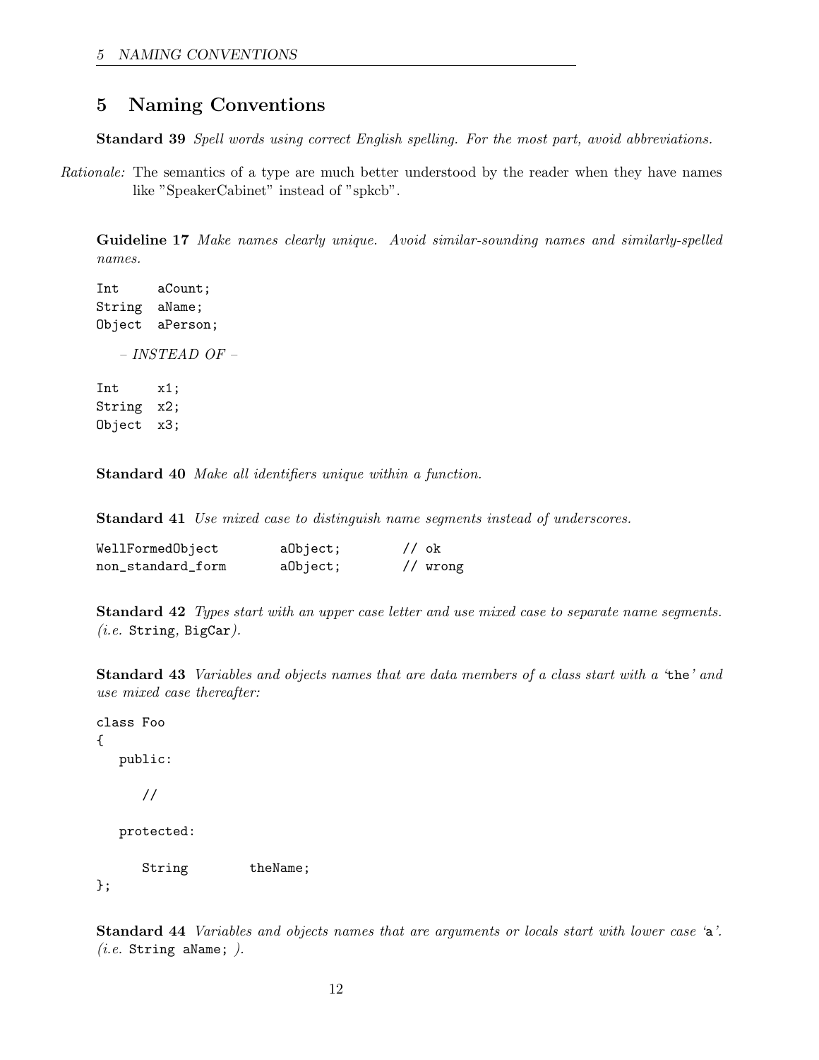# 5 Naming Conventions

**Standard 39** *Spell words using correct English spelling. For the most part, avoid abbreviations.*

*Rationale:* The semantics of a type are much better understood by the reader when they have names like "SpeakerCabinet" instead of "spkcb".

**Guideline 17** *Make names clearly unique. Avoid similar-sounding names and similarly-spelled names.*

```
Int     aCount;
String  aName;
Object  aPerson;
```

*– INSTEAD OF –*

```
Int     x1;
String  x2;
Object  x3;
```

**Standard 40** *Make all identifiers unique within a function.*

**Standard 41** *Use mixed case to distinguish name segments instead of underscores.*

```
WellFormedObject        aObject;        // ok
non_standard_form       aObject;        // wrong
```

**Standard 42** *Types start with an upper case letter and use mixed case to separate name segments. (i.e.* `String`*,* `BigCar`*).*

**Standard 43** *Variables and objects names that are data members of a class start with a '*`the`*' and use mixed case thereafter:*

```
class Foo
{
   public:

      //

   protected:

      String        theName;
};
```

**Standard 44** *Variables and objects names that are arguments or locals start with lower case '*`a`*'. (i.e.* `String aName;` *).*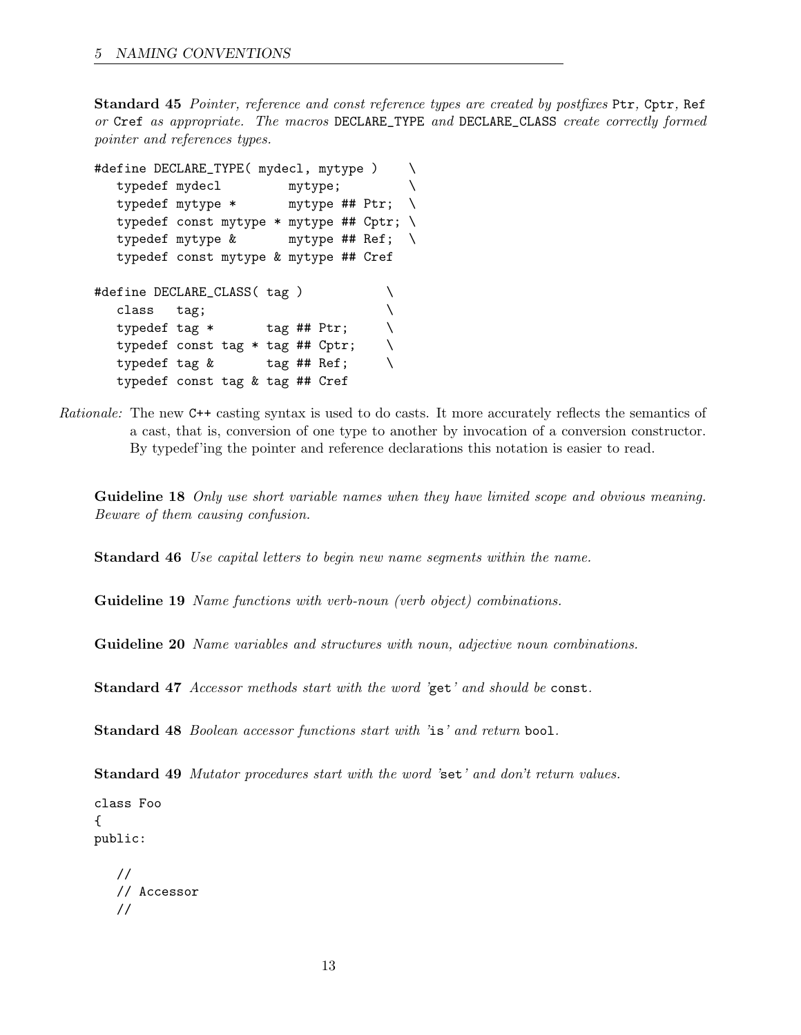**Standard 45** *Pointer, reference and const reference types are created by postfixes* `Ptr`*,* `Cptr`*,* `Ref` *or* `Cref` *as appropriate. The macros* `DECLARE_TYPE` *and* `DECLARE_CLASS` *create correctly formed pointer and references types.*

```
#define DECLARE_TYPE( mydecl, mytype )    \
   typedef mydecl         mytype;         \
   typedef mytype *       mytype ## Ptr;  \
   typedef const mytype * mytype ## Cptr; \
   typedef mytype &       mytype ## Ref;  \
   typedef const mytype & mytype ## Cref

#define DECLARE_CLASS( tag )           \
   class   tag;                        \
   typedef tag *       tag ## Ptr;     \
   typedef const tag * tag ## Cptr;    \
   typedef tag &       tag ## Ref;     \
   typedef const tag & tag ## Cref
```

*Rationale:* The new C++ casting syntax is used to do casts. It more accurately reflects the semantics of a cast, that is, conversion of one type to another by invocation of a conversion constructor. By typedef'ing the pointer and reference declarations this notation is easier to read.

**Guideline 18** *Only use short variable names when they have limited scope and obvious meaning. Beware of them causing confusion.*

**Standard 46** *Use capital letters to begin new name segments within the name.*

**Guideline 19** *Name functions with verb-noun (verb object) combinations.*

**Guideline 20** *Name variables and structures with noun, adjective noun combinations.*

**Standard 47** *Accessor methods start with the word '*`get`*' and should be* `const`*.*

**Standard 48** *Boolean accessor functions start with '*`is`*' and return* `bool`*.*

**Standard 49** *Mutator procedures start with the word '*`set`*' and don't return values.*

```
class Foo
{
public:

   //
   // Accessor
   //
```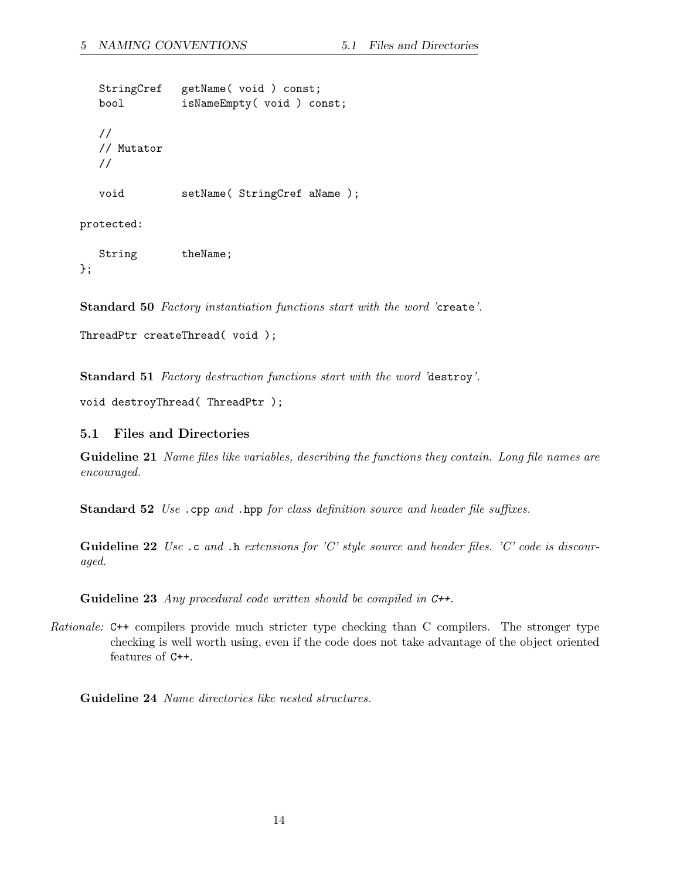```
    StringCref   getName( void ) const;
    bool         isNameEmpty( void ) const;

    //
    // Mutator
    //

    void         setName( StringCref aName );

protected:

    String       theName;
};
```

**Standard 50** *Factory instantiation functions start with the word '*`create`*'.*

```
ThreadPtr createThread( void );
```

**Standard 51** *Factory destruction functions start with the word '*`destroy`*'.*

```
void destroyThread( ThreadPtr );
```

## 5.1 Files and Directories

**Guideline 21** *Name files like variables, describing the functions they contain. Long file names are encouraged.*

**Standard 52** *Use* `.cpp` *and* `.hpp` *for class definition source and header file suffixes.*

**Guideline 22** *Use* `.c` *and* `.h` *extensions for 'C' style source and header files. 'C' code is discouraged.*

**Guideline 23** *Any procedural code written should be compiled in* `C++`*.*

*Rationale:* `C++` compilers provide much stricter type checking than C compilers. The stronger type checking is well worth using, even if the code does not take advantage of the object oriented features of `C++`.

**Guideline 24** *Name directories like nested structures.*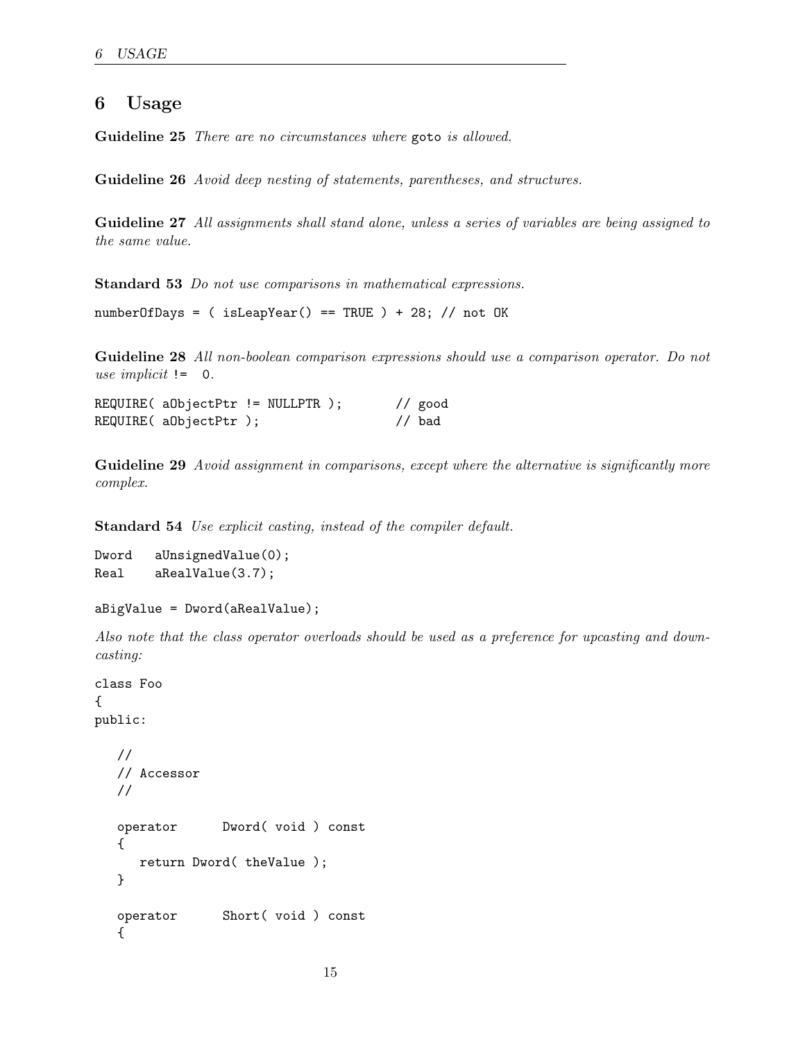## 6 Usage

**Guideline 25** *There are no circumstances where* `goto` *is allowed.*

**Guideline 26** *Avoid deep nesting of statements, parentheses, and structures.*

**Guideline 27** *All assignments shall stand alone, unless a series of variables are being assigned to the same value.*

**Standard 53** *Do not use comparisons in mathematical expressions.*

```
numberOfDays = ( isLeapYear() == TRUE ) + 28; // not OK
```

**Guideline 28** *All non-boolean comparison expressions should use a comparison operator. Do not use implicit* `!= 0`*.*

```
REQUIRE( aObjectPtr != NULLPTR );       // good
REQUIRE( aObjectPtr );                  // bad
```

**Guideline 29** *Avoid assignment in comparisons, except where the alternative is significantly more complex.*

**Standard 54** *Use explicit casting, instead of the compiler default.*

```
Dword   aUnsignedValue(0);
Real    aRealValue(3.7);

aBigValue = Dword(aRealValue);
```

*Also note that the class operator overloads should be used as a preference for upcasting and downcasting:*

```
class Foo
{
public:

   //
   // Accessor
   //

   operator      Dword( void ) const
   {
      return Dword( theValue );
   }

   operator      Short( void ) const
   {
```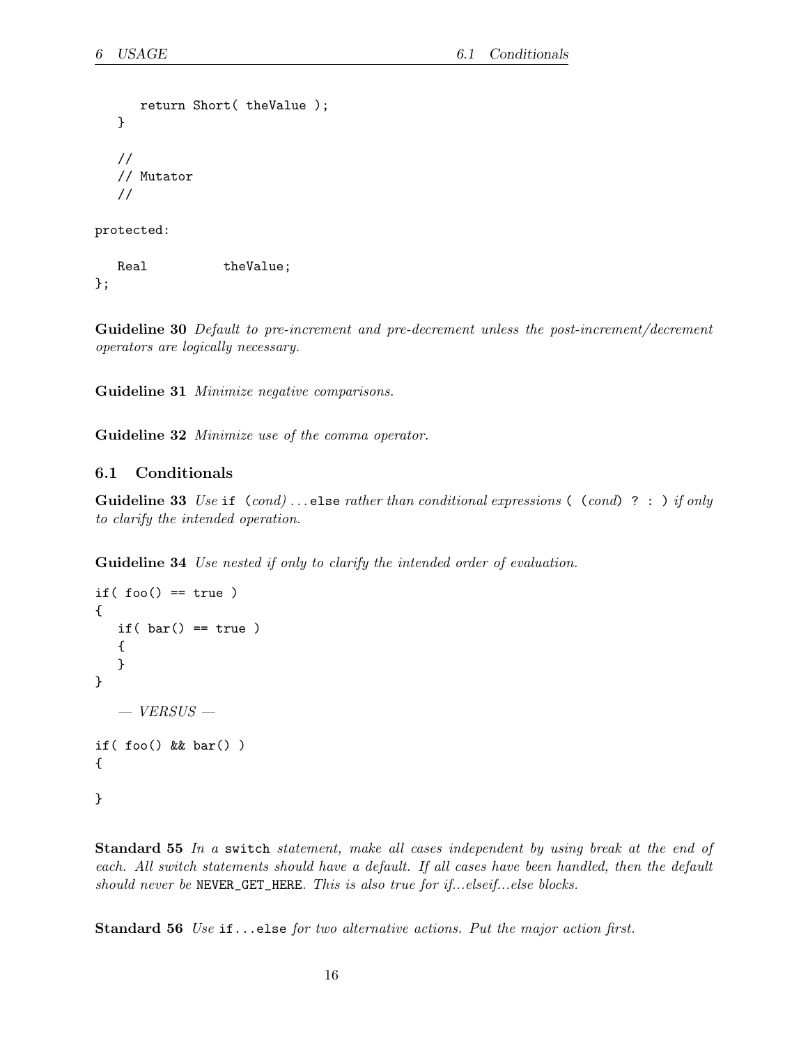```
      return Short( theValue );
   }

   //
   // Mutator
   //

protected:

   Real          theValue;
};
```

**Guideline 30** *Default to pre-increment and pre-decrement unless the post-increment/decrement operators are logically necessary.*

**Guideline 31** *Minimize negative comparisons.*

**Guideline 32** *Minimize use of the comma operator.*

## 6.1 Conditionals

**Guideline 33** *Use* `if (`*cond*`) ... else` *rather than conditional expressions* `( (`*cond*`) ? : )` *if only to clarify the intended operation.*

**Guideline 34** *Use nested if only to clarify the intended order of evaluation.*

```
if( foo() == true )
{
   if( bar() == true )
   {
   }
}
```

*— VERSUS —*

```
if( foo() && bar() )
{

}
```

**Standard 55** *In a* `switch` *statement, make all cases independent by using break at the end of each. All switch statements should have a default. If all cases have been handled, then the default should never be* `NEVER_GET_HERE`*. This is also true for if...elseif...else blocks.*

**Standard 56** *Use* `if...else` *for two alternative actions. Put the major action first.*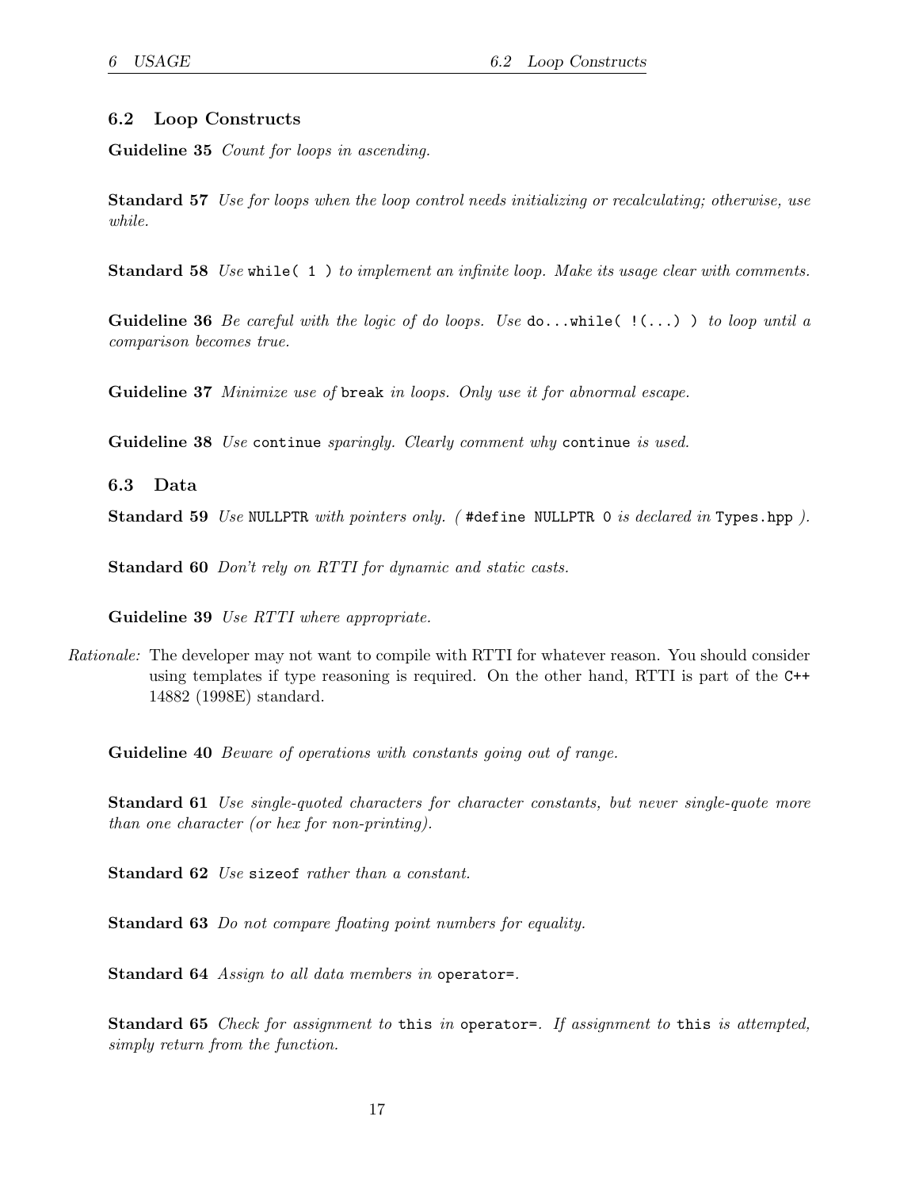### 6.2 Loop Constructs

**Guideline 35** *Count for loops in ascending.*

**Standard 57** *Use for loops when the loop control needs initializing or recalculating; otherwise, use while.*

**Standard 58** *Use* `while( 1 )` *to implement an infinite loop. Make its usage clear with comments.*

**Guideline 36** *Be careful with the logic of do loops. Use* `do...while( !(...) )` *to loop until a comparison becomes true.*

**Guideline 37** *Minimize use of* `break` *in loops. Only use it for abnormal escape.*

**Guideline 38** *Use* `continue` *sparingly. Clearly comment why* `continue` *is used.*

### 6.3 Data

**Standard 59** *Use* `NULLPTR` *with pointers only. (* `#define NULLPTR 0` *is declared in* `Types.hpp` *).*

**Standard 60** *Don't rely on RTTI for dynamic and static casts.*

**Guideline 39** *Use RTTI where appropriate.*

*Rationale:* The developer may not want to compile with RTTI for whatever reason. You should consider using templates if type reasoning is required. On the other hand, RTTI is part of the `C++` 14882 (1998E) standard.

**Guideline 40** *Beware of operations with constants going out of range.*

**Standard 61** *Use single-quoted characters for character constants, but never single-quote more than one character (or hex for non-printing).*

**Standard 62** *Use* `sizeof` *rather than a constant.*

**Standard 63** *Do not compare floating point numbers for equality.*

**Standard 64** *Assign to all data members in* `operator=`*.*

**Standard 65** *Check for assignment to* `this` *in* `operator=`*. If assignment to* `this` *is attempted, simply return from the function.*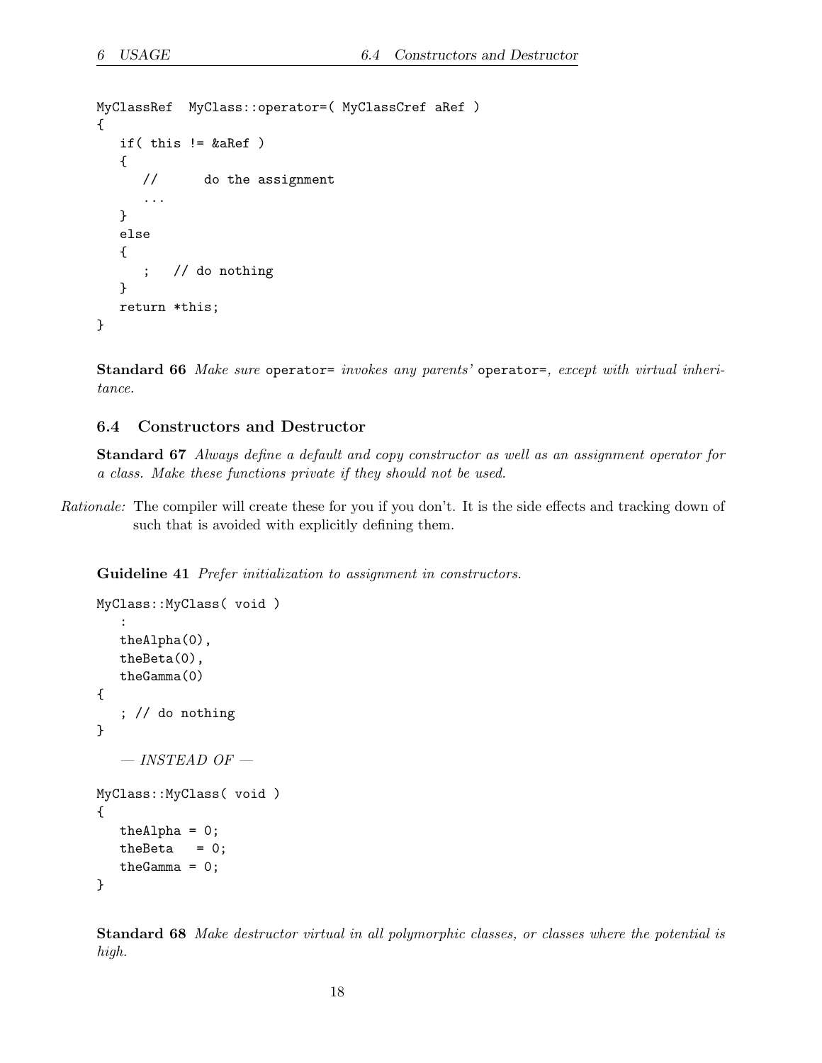```
MyClassRef  MyClass::operator=( MyClassCref aRef )
{
   if( this != &aRef )
   {
      //      do the assignment
      ...
   }
   else
   {
      ;   // do nothing
   }
   return *this;
}
```

**Standard 66** *Make sure* `operator=` *invokes any parents'* `operator=`*, except with virtual inheritance.*

## 6.4 Constructors and Destructor

**Standard 67** *Always define a default and copy constructor as well as an assignment operator for a class. Make these functions private if they should not be used.*

*Rationale:* The compiler will create these for you if you don't. It is the side effects and tracking down of such that is avoided with explicitly defining them.

**Guideline 41** *Prefer initialization to assignment in constructors.*

```
MyClass::MyClass( void )
   :
   theAlpha(0),
   theBeta(0),
   theGamma(0)
{
   ; // do nothing
}
```

*— INSTEAD OF —*

```
MyClass::MyClass( void )
{
   theAlpha = 0;
   theBeta   = 0;
   theGamma = 0;
}
```

**Standard 68** *Make destructor virtual in all polymorphic classes, or classes where the potential is high.*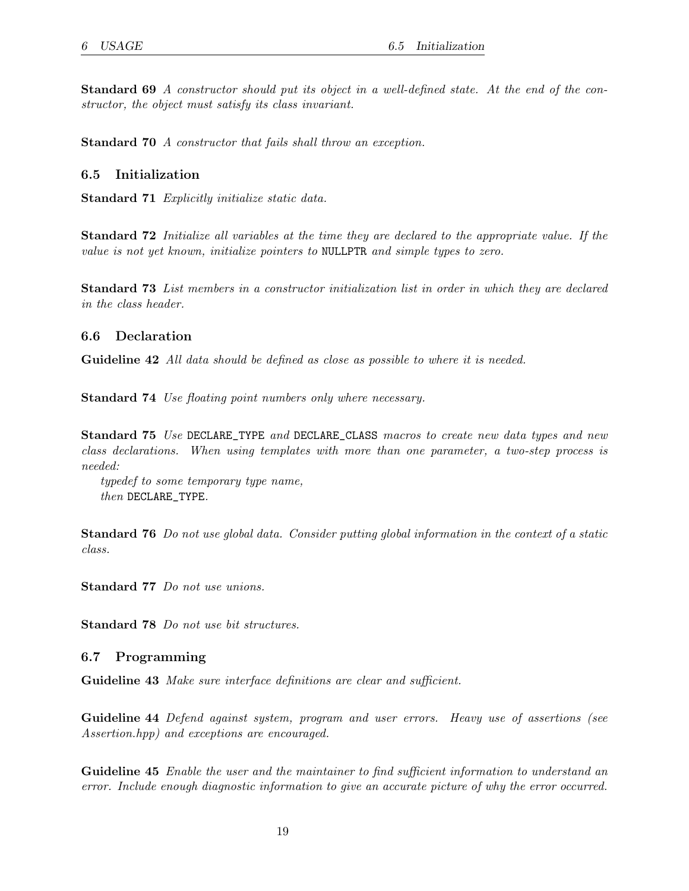**Standard 69** *A constructor should put its object in a well-defined state. At the end of the constructor, the object must satisfy its class invariant.*

**Standard 70** *A constructor that fails shall throw an exception.*

### 6.5 Initialization

**Standard 71** *Explicitly initialize static data.*

**Standard 72** *Initialize all variables at the time they are declared to the appropriate value. If the value is not yet known, initialize pointers to* `NULLPTR` *and simple types to zero.*

**Standard 73** *List members in a constructor initialization list in order in which they are declared in the class header.*

### 6.6 Declaration

**Guideline 42** *All data should be defined as close as possible to where it is needed.*

**Standard 74** *Use floating point numbers only where necessary.*

**Standard 75** *Use* `DECLARE_TYPE` *and* `DECLARE_CLASS` *macros to create new data types and new class declarations. When using templates with more than one parameter, a two-step process is needed:*

*typedef to some temporary type name,*
*then* `DECLARE_TYPE`.

**Standard 76** *Do not use global data. Consider putting global information in the context of a static class.*

**Standard 77** *Do not use unions.*

**Standard 78** *Do not use bit structures.*

### 6.7 Programming

**Guideline 43** *Make sure interface definitions are clear and sufficient.*

**Guideline 44** *Defend against system, program and user errors. Heavy use of assertions (see Assertion.hpp) and exceptions are encouraged.*

**Guideline 45** *Enable the user and the maintainer to find sufficient information to understand an error. Include enough diagnostic information to give an accurate picture of why the error occurred.*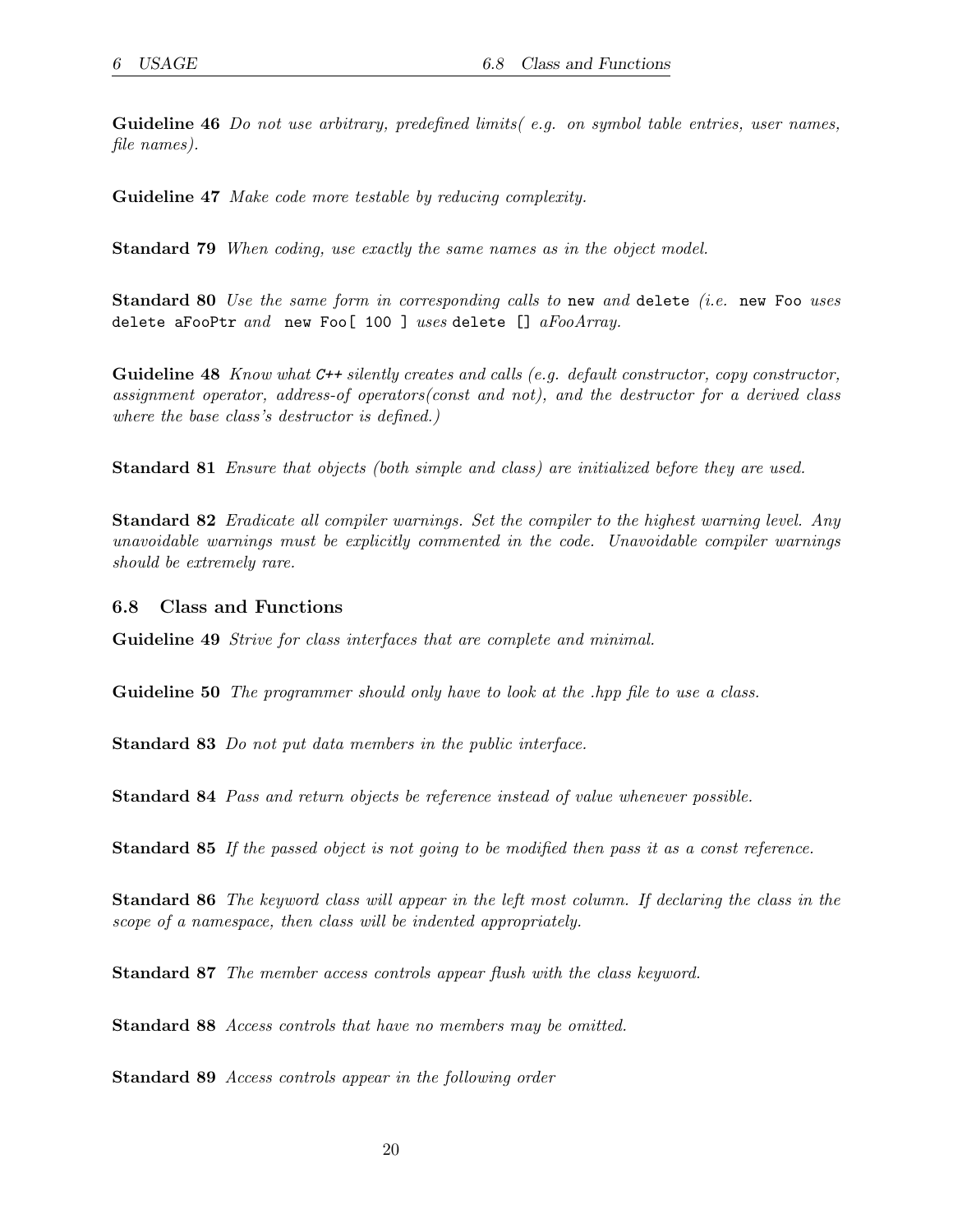**Guideline 46** *Do not use arbitrary, predefined limits( e.g. on symbol table entries, user names, file names).*

**Guideline 47** *Make code more testable by reducing complexity.*

**Standard 79** *When coding, use exactly the same names as in the object model.*

**Standard 80** *Use the same form in corresponding calls to* `new` *and* `delete` *(i.e.* `new Foo` *uses* `delete aFooPtr` *and* `new Foo[ 100 ]` *uses* `delete [] aFooArray`*.*

**Guideline 48** *Know what C++ silently creates and calls (e.g. default constructor, copy constructor, assignment operator, address-of operators(const and not), and the destructor for a derived class where the base class's destructor is defined.)*

**Standard 81** *Ensure that objects (both simple and class) are initialized before they are used.*

**Standard 82** *Eradicate all compiler warnings. Set the compiler to the highest warning level. Any unavoidable warnings must be explicitly commented in the code. Unavoidable compiler warnings should be extremely rare.*

### 6.8 Class and Functions

**Guideline 49** *Strive for class interfaces that are complete and minimal.*

**Guideline 50** *The programmer should only have to look at the .hpp file to use a class.*

**Standard 83** *Do not put data members in the public interface.*

**Standard 84** *Pass and return objects be reference instead of value whenever possible.*

**Standard 85** *If the passed object is not going to be modified then pass it as a const reference.*

**Standard 86** *The keyword class will appear in the left most column. If declaring the class in the scope of a namespace, then class will be indented appropriately.*

**Standard 87** *The member access controls appear flush with the class keyword.*

**Standard 88** *Access controls that have no members may be omitted.*

**Standard 89** *Access controls appear in the following order*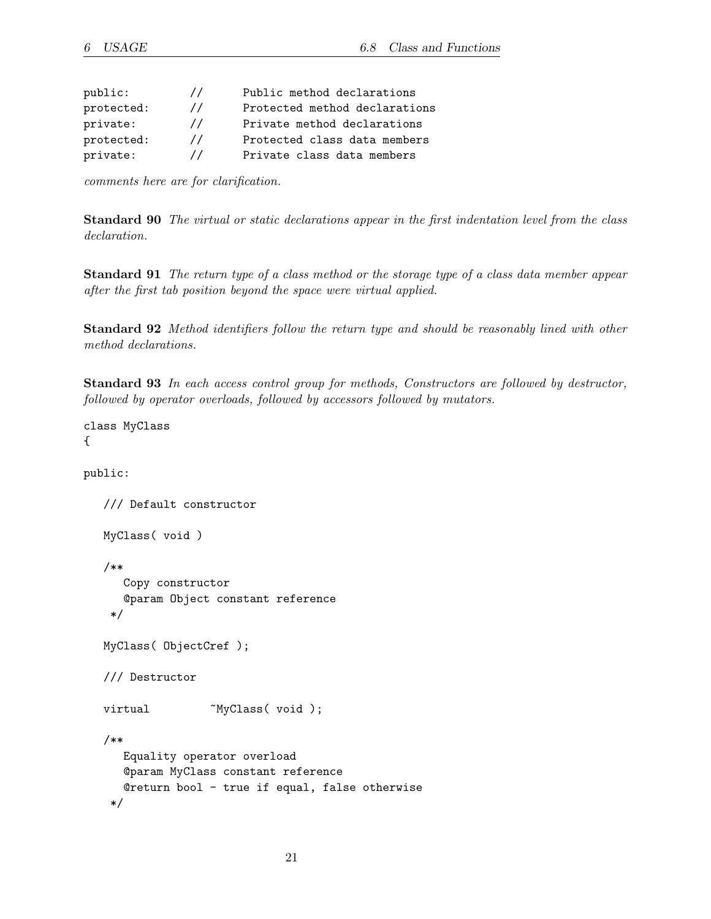```
public:         //      Public method declarations
protected:      //      Protected method declarations
private:        //      Private method declarations
protected:      //      Protected class data members
private:        //      Private class data members
```

*comments here are for clarification.*

**Standard 90** *The virtual or static declarations appear in the first indentation level from the class declaration.*

**Standard 91** *The return type of a class method or the storage type of a class data member appear after the first tab position beyond the space were virtual applied.*

**Standard 92** *Method identifiers follow the return type and should be reasonably lined with other method declarations.*

**Standard 93** *In each access control group for methods, Constructors are followed by destructor, followed by operator overloads, followed by accessors followed by mutators.*

```
class MyClass
{

public:

   /// Default constructor

   MyClass( void )

   /**
      Copy constructor
      @param Object constant reference
    */

   MyClass( ObjectCref );

   /// Destructor

   virtual         ~MyClass( void );

   /**
      Equality operator overload
      @param MyClass constant reference
      @return bool - true if equal, false otherwise
    */
```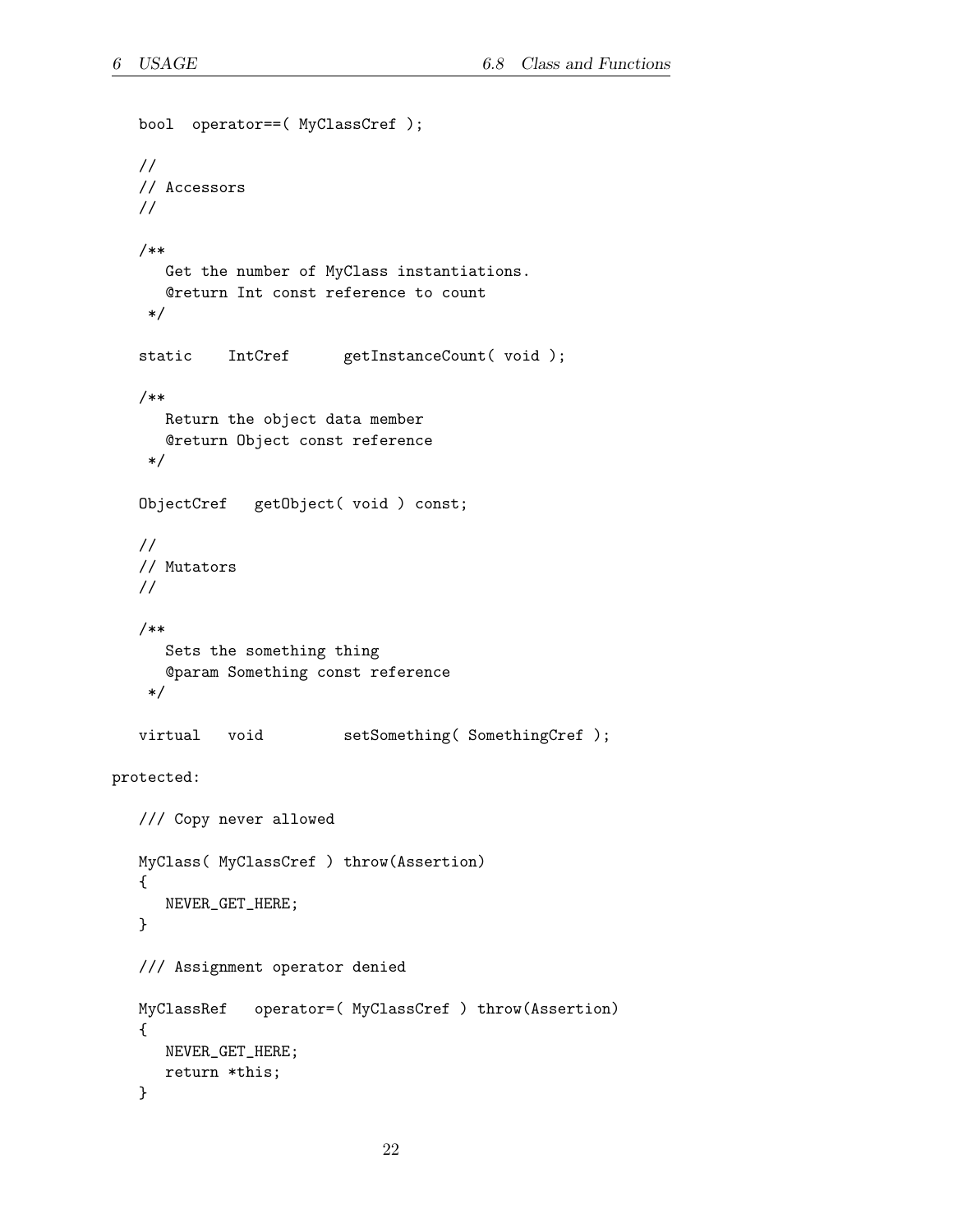```
   bool  operator==( MyClassCref );

   //
   // Accessors
   //

   /**
      Get the number of MyClass instantiations.
      @return Int const reference to count
    */

   static    IntCref      getInstanceCount( void );

   /**
      Return the object data member
      @return Object const reference
    */

   ObjectCref   getObject( void ) const;

   //
   // Mutators
   //

   /**
      Sets the something thing
      @param Something const reference
    */

   virtual   void         setSomething( SomethingCref );

protected:

   /// Copy never allowed

   MyClass( MyClassCref ) throw(Assertion)
   {
      NEVER_GET_HERE;
   }

   /// Assignment operator denied

   MyClassRef   operator=( MyClassCref ) throw(Assertion)
   {
      NEVER_GET_HERE;
      return *this;
   }
```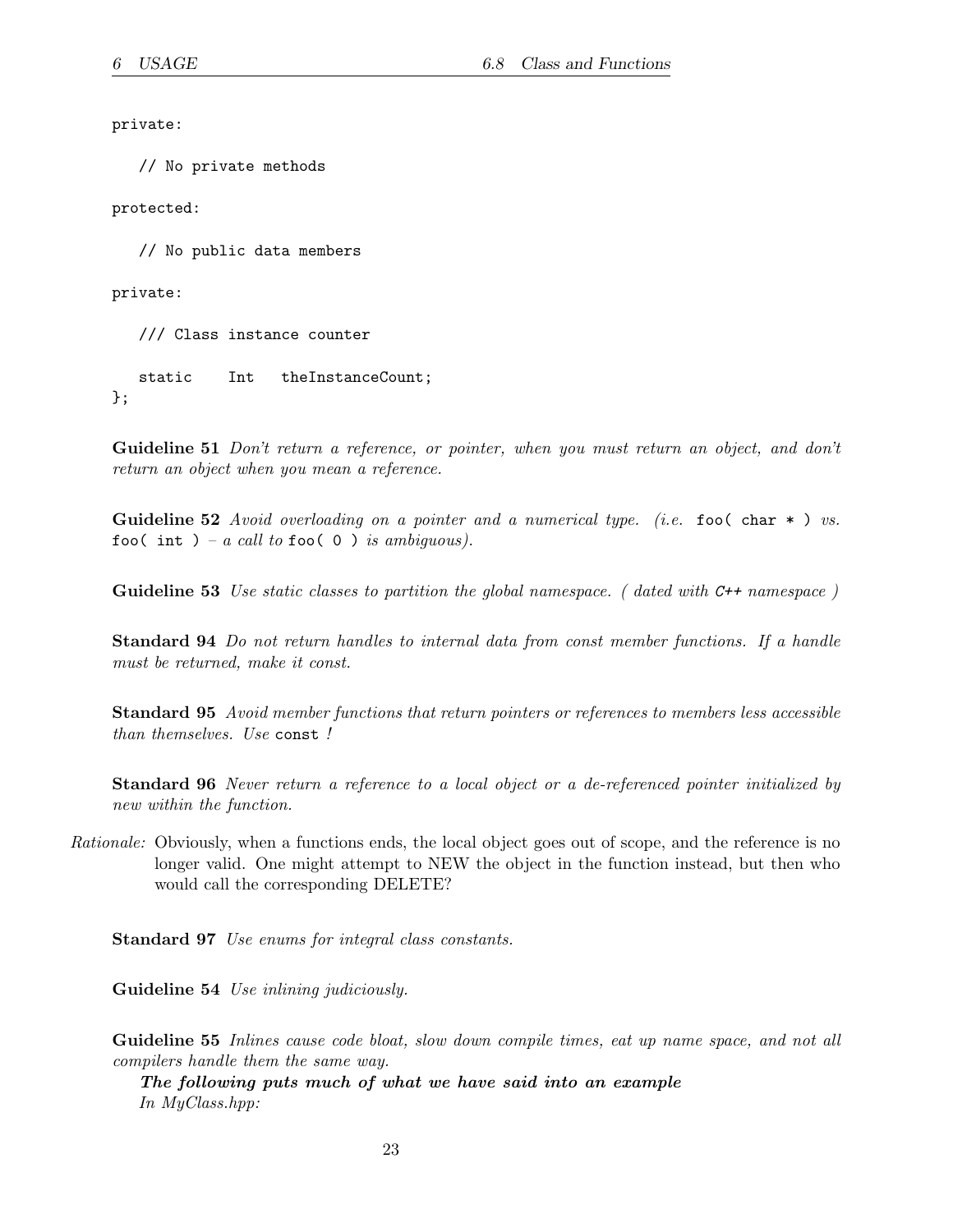```
private:

   // No private methods

protected:

   // No public data members

private:

   /// Class instance counter

   static    Int   theInstanceCount;
};
```

**Guideline 51** *Don't return a reference, or pointer, when you must return an object, and don't return an object when you mean a reference.*

**Guideline 52** *Avoid overloading on a pointer and a numerical type. (i.e.* `foo( char * )` *vs.* `foo( int )` *– a call to* `foo( 0 )` *is ambiguous).*

**Guideline 53** *Use static classes to partition the global namespace. ( dated with C++ namespace )*

**Standard 94** *Do not return handles to internal data from const member functions. If a handle must be returned, make it const.*

**Standard 95** *Avoid member functions that return pointers or references to members less accessible than themselves. Use* `const` *!*

**Standard 96** *Never return a reference to a local object or a de-referenced pointer initialized by new within the function.*

*Rationale:* Obviously, when a functions ends, the local object goes out of scope, and the reference is no longer valid. One might attempt to NEW the object in the function instead, but then who would call the corresponding DELETE?

**Standard 97** *Use enums for integral class constants.*

**Guideline 54** *Use inlining judiciously.*

**Guideline 55** *Inlines cause code bloat, slow down compile times, eat up name space, and not all compilers handle them the same way.*

***The following puts much of what we have said into an example***

*In MyClass.hpp:*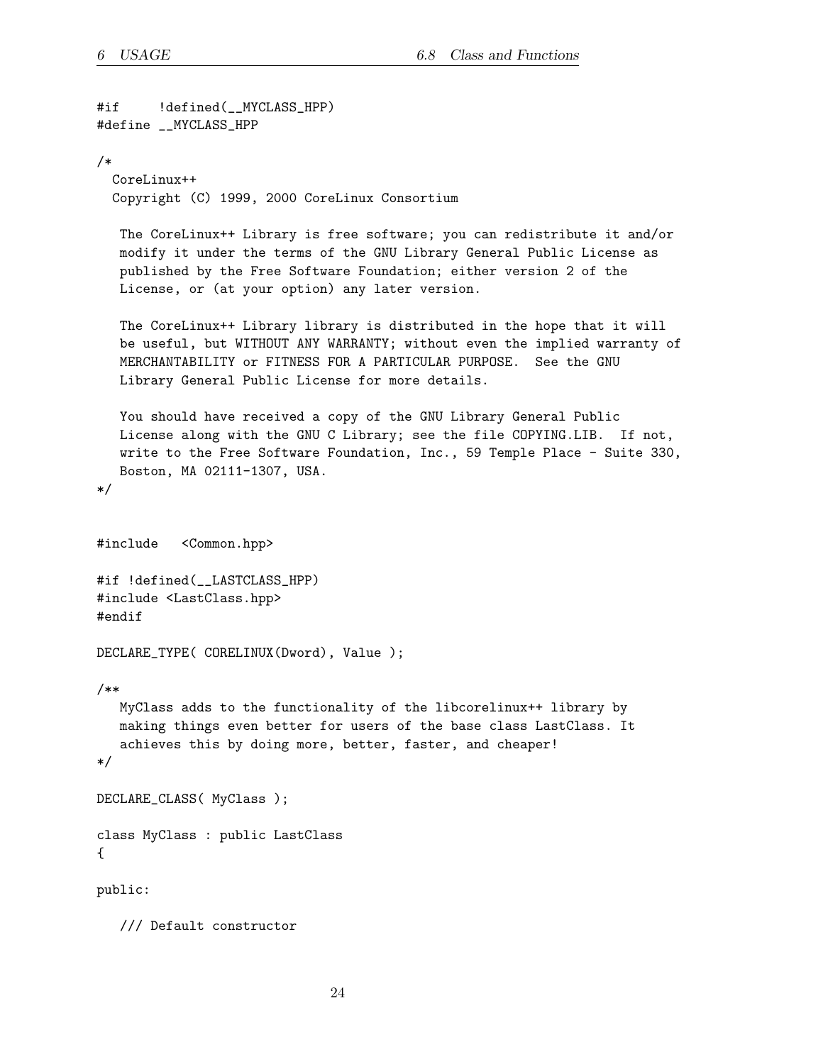```
#if     !defined(__MYCLASS_HPP)
#define __MYCLASS_HPP

/*
  CoreLinux++
  Copyright (C) 1999, 2000 CoreLinux Consortium

   The CoreLinux++ Library is free software; you can redistribute it and/or
   modify it under the terms of the GNU Library General Public License as
   published by the Free Software Foundation; either version 2 of the
   License, or (at your option) any later version.

   The CoreLinux++ Library library is distributed in the hope that it will
   be useful, but WITHOUT ANY WARRANTY; without even the implied warranty of
   MERCHANTABILITY or FITNESS FOR A PARTICULAR PURPOSE.  See the GNU
   Library General Public License for more details.

   You should have received a copy of the GNU Library General Public
   License along with the GNU C Library; see the file COPYING.LIB.  If not,
   write to the Free Software Foundation, Inc., 59 Temple Place - Suite 330,
   Boston, MA 02111-1307, USA.
*/


#include   <Common.hpp>

#if !defined(__LASTCLASS_HPP)
#include <LastClass.hpp>
#endif

DECLARE_TYPE( CORELINUX(Dword), Value );

/**
   MyClass adds to the functionality of the libcorelinux++ library by
   making things even better for users of the base class LastClass. It
   achieves this by doing more, better, faster, and cheaper!
*/

DECLARE_CLASS( MyClass );

class MyClass : public LastClass
{

public:

   /// Default constructor
```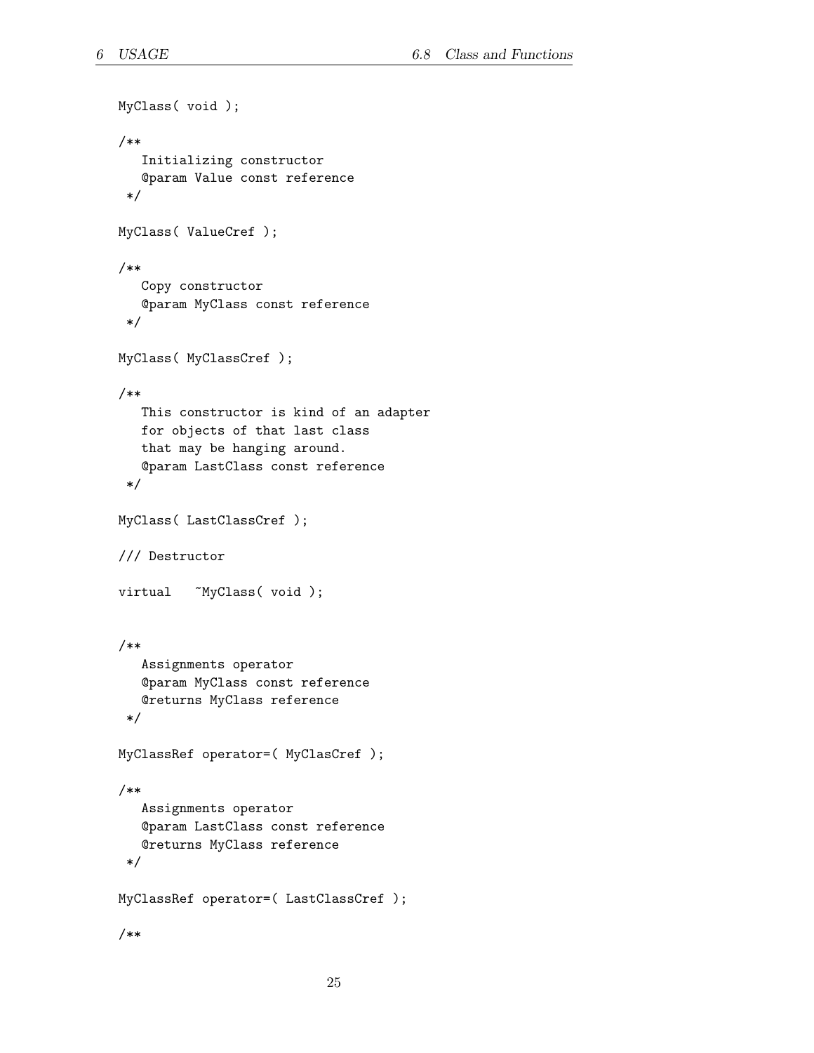```
MyClass( void );

/**
   Initializing constructor
   @param Value const reference
 */

MyClass( ValueCref );

/**
   Copy constructor
   @param MyClass const reference
 */

MyClass( MyClassCref );

/**
   This constructor is kind of an adapter
   for objects of that last class
   that may be hanging around.
   @param LastClass const reference
 */

MyClass( LastClassCref );

/// Destructor

virtual   ~MyClass( void );


/**
   Assignments operator
   @param MyClass const reference
   @returns MyClass reference
 */

MyClassRef operator=( MyClasCref );

/**
   Assignments operator
   @param LastClass const reference
   @returns MyClass reference
 */

MyClassRef operator=( LastClassCref );

/**
```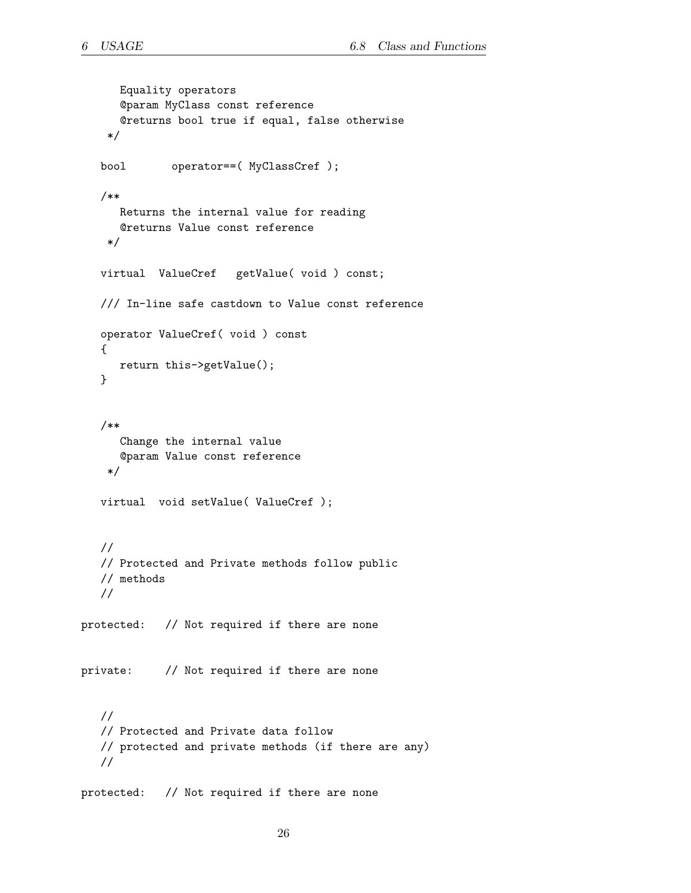```
      Equality operators
      @param MyClass const reference
      @returns bool true if equal, false otherwise
    */

   bool       operator==( MyClassCref );

   /**
      Returns the internal value for reading
      @returns Value const reference
    */

   virtual  ValueCref   getValue( void ) const;

   /// In-line safe castdown to Value const reference

   operator ValueCref( void ) const
   {
      return this->getValue();
   }


   /**
      Change the internal value
      @param Value const reference
    */

   virtual  void setValue( ValueCref );


   //
   // Protected and Private methods follow public
   // methods
   //

protected:   // Not required if there are none


private:     // Not required if there are none


   //
   // Protected and Private data follow
   // protected and private methods (if there are any)
   //

protected:   // Not required if there are none
```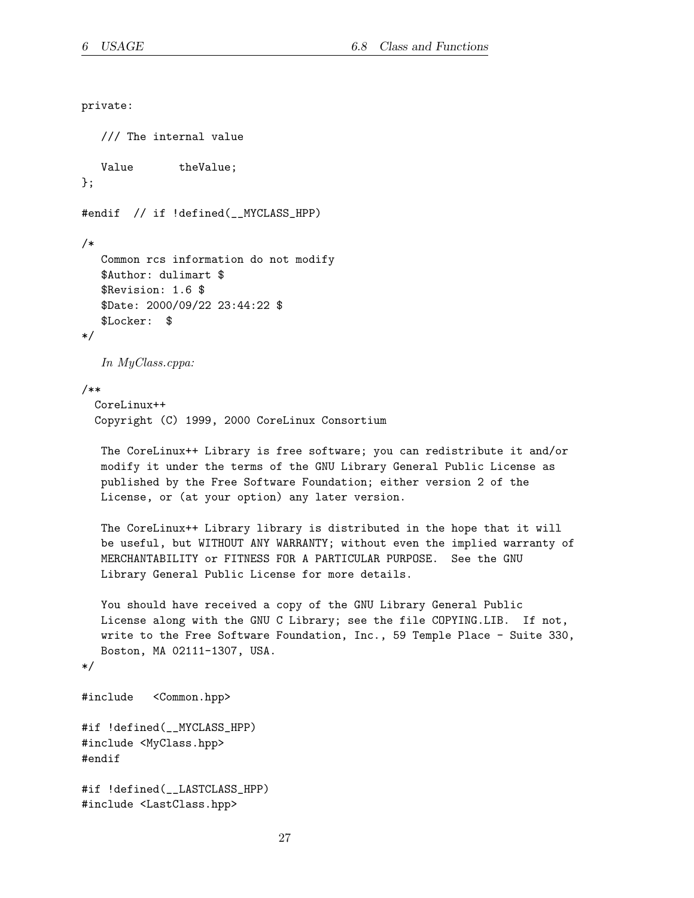```
private:

   /// The internal value

   Value       theValue;
};

#endif  // if !defined(__MYCLASS_HPP)

/*
   Common rcs information do not modify
   $Author: dulimart $
   $Revision: 1.6 $
   $Date: 2000/09/22 23:44:22 $
   $Locker:  $
*/
```

*In MyClass.cppa:*

```
/**
  CoreLinux++
  Copyright (C) 1999, 2000 CoreLinux Consortium

   The CoreLinux++ Library is free software; you can redistribute it and/or
   modify it under the terms of the GNU Library General Public License as
   published by the Free Software Foundation; either version 2 of the
   License, or (at your option) any later version.

   The CoreLinux++ Library library is distributed in the hope that it will
   be useful, but WITHOUT ANY WARRANTY; without even the implied warranty of
   MERCHANTABILITY or FITNESS FOR A PARTICULAR PURPOSE.  See the GNU
   Library General Public License for more details.

   You should have received a copy of the GNU Library General Public
   License along with the GNU C Library; see the file COPYING.LIB.  If not,
   write to the Free Software Foundation, Inc., 59 Temple Place - Suite 330,
   Boston, MA 02111-1307, USA.
*/

#include   <Common.hpp>

#if !defined(__MYCLASS_HPP)
#include <MyClass.hpp>
#endif

#if !defined(__LASTCLASS_HPP)
#include <LastClass.hpp>
```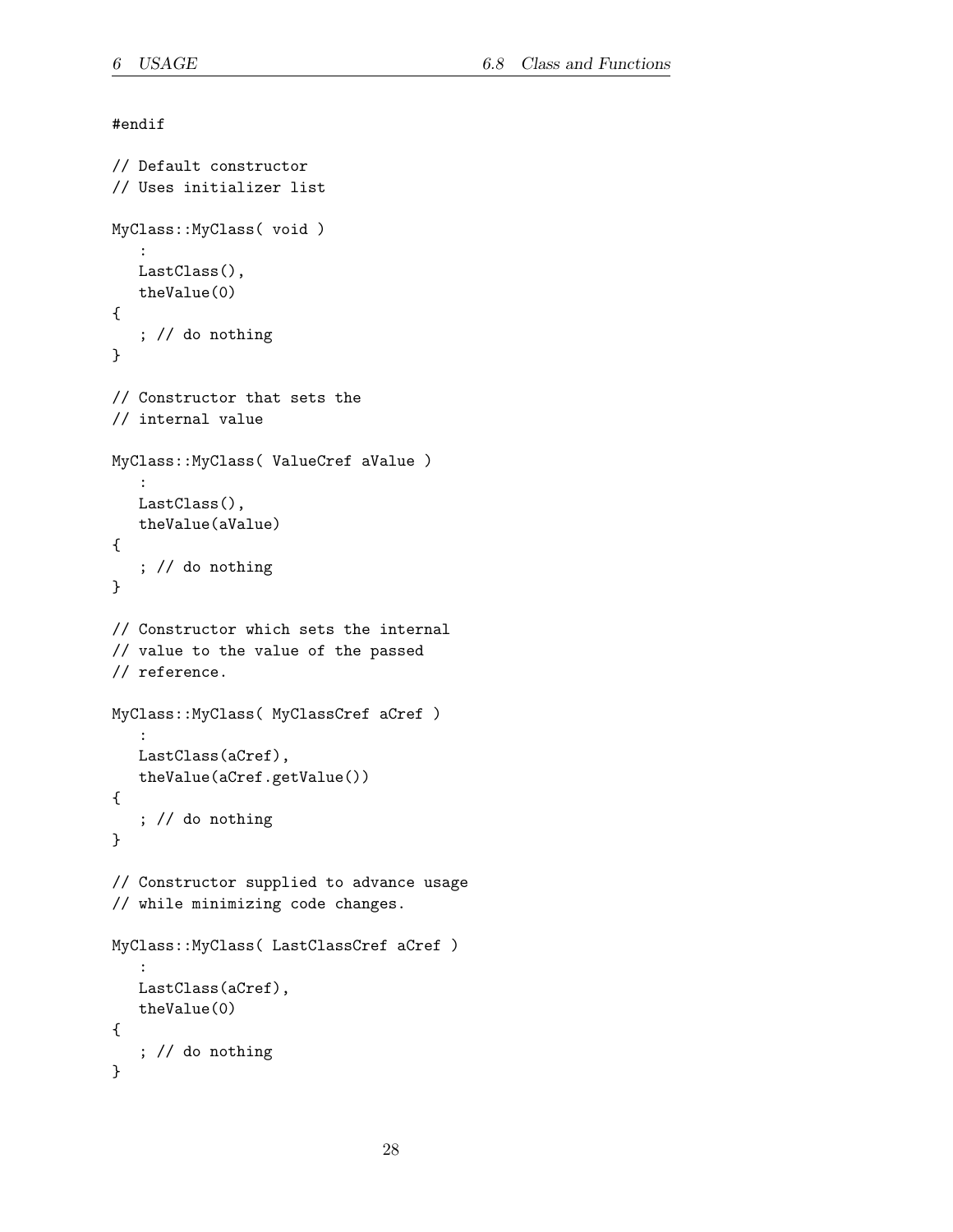```
#endif

// Default constructor
// Uses initializer list

MyClass::MyClass( void )
   :
   LastClass(),
   theValue(0)
{
   ; // do nothing
}

// Constructor that sets the
// internal value

MyClass::MyClass( ValueCref aValue )
   :
   LastClass(),
   theValue(aValue)
{
   ; // do nothing
}

// Constructor which sets the internal
// value to the value of the passed
// reference.

MyClass::MyClass( MyClassCref aCref )
   :
   LastClass(aCref),
   theValue(aCref.getValue())
{
   ; // do nothing
}

// Constructor supplied to advance usage
// while minimizing code changes.

MyClass::MyClass( LastClassCref aCref )
   :
   LastClass(aCref),
   theValue(0)
{
   ; // do nothing
}
```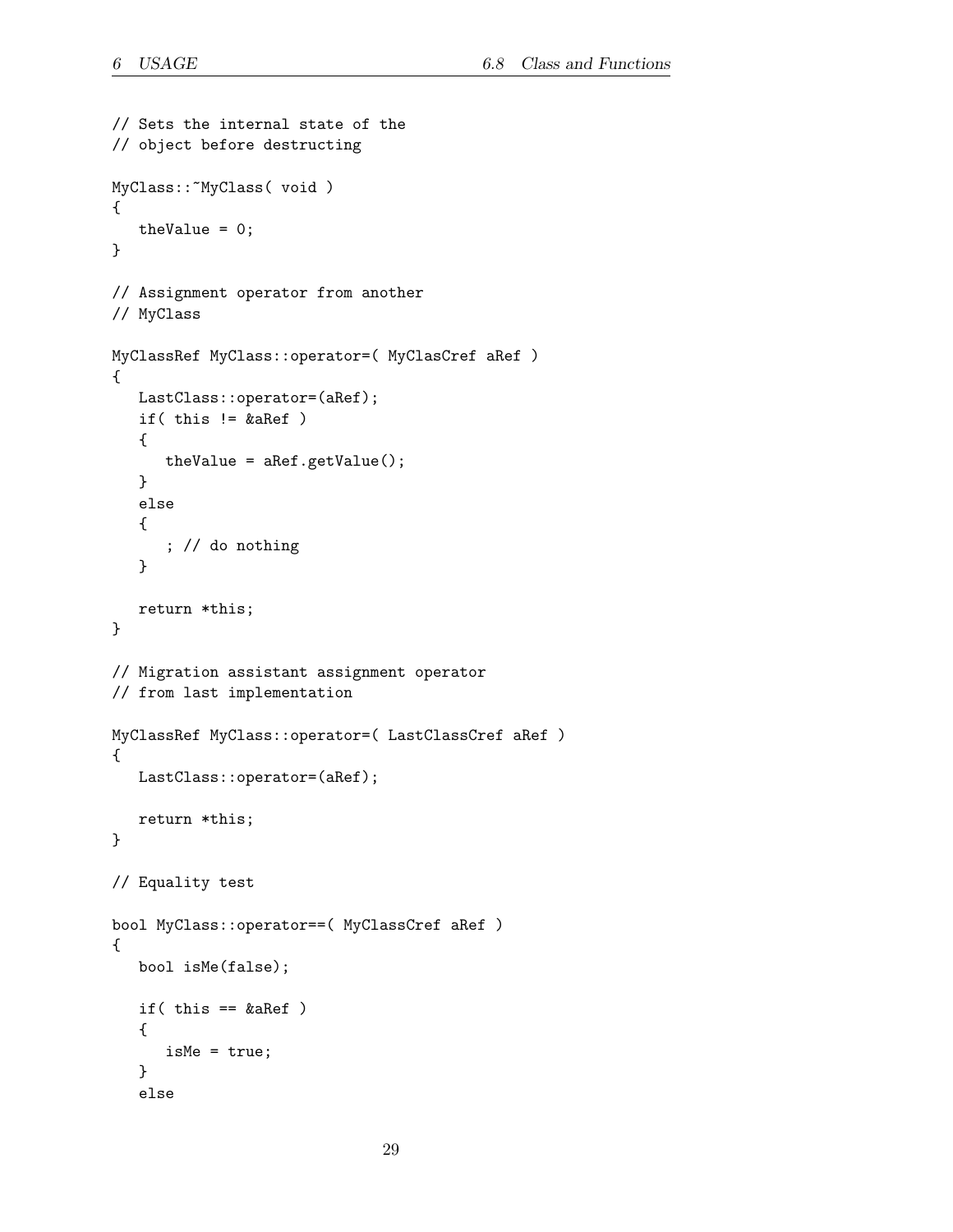```
// Sets the internal state of the
// object before destructing

MyClass::~MyClass( void )
{
   theValue = 0;
}

// Assignment operator from another
// MyClass

MyClassRef MyClass::operator=( MyClasCref aRef )
{
   LastClass::operator=(aRef);
   if( this != &aRef )
   {
      theValue = aRef.getValue();
   }
   else
   {
      ; // do nothing
   }

   return *this;
}

// Migration assistant assignment operator
// from last implementation

MyClassRef MyClass::operator=( LastClassCref aRef )
{
   LastClass::operator=(aRef);

   return *this;
}

// Equality test

bool MyClass::operator==( MyClassCref aRef )
{
   bool isMe(false);

   if( this == &aRef )
   {
      isMe = true;
   }
   else
```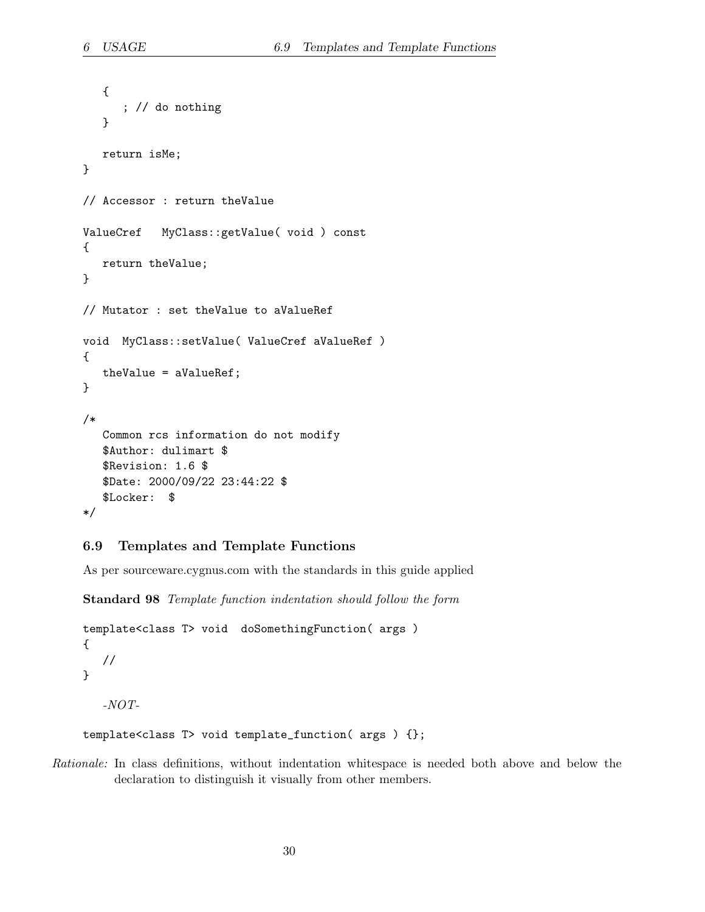```
   {
      ; // do nothing
   }

   return isMe;
}

// Accessor : return theValue

ValueCref   MyClass::getValue( void ) const
{
   return theValue;
}

// Mutator : set theValue to aValueRef

void  MyClass::setValue( ValueCref aValueRef )
{
   theValue = aValueRef;
}

/*
   Common rcs information do not modify
   $Author: dulimart $
   $Revision: 1.6 $
   $Date: 2000/09/22 23:44:22 $
   $Locker:  $
*/
```

### 6.9 Templates and Template Functions

As per sourceware.cygnus.com with the standards in this guide applied

**Standard 98** *Template function indentation should follow the form*

```
template<class T> void  doSomethingFunction( args )
{
   //
}
```

*-NOT-*

```
template<class T> void template_function( args ) {};
```

*Rationale:* In class definitions, without indentation whitespace is needed both above and below the declaration to distinguish it visually from other members.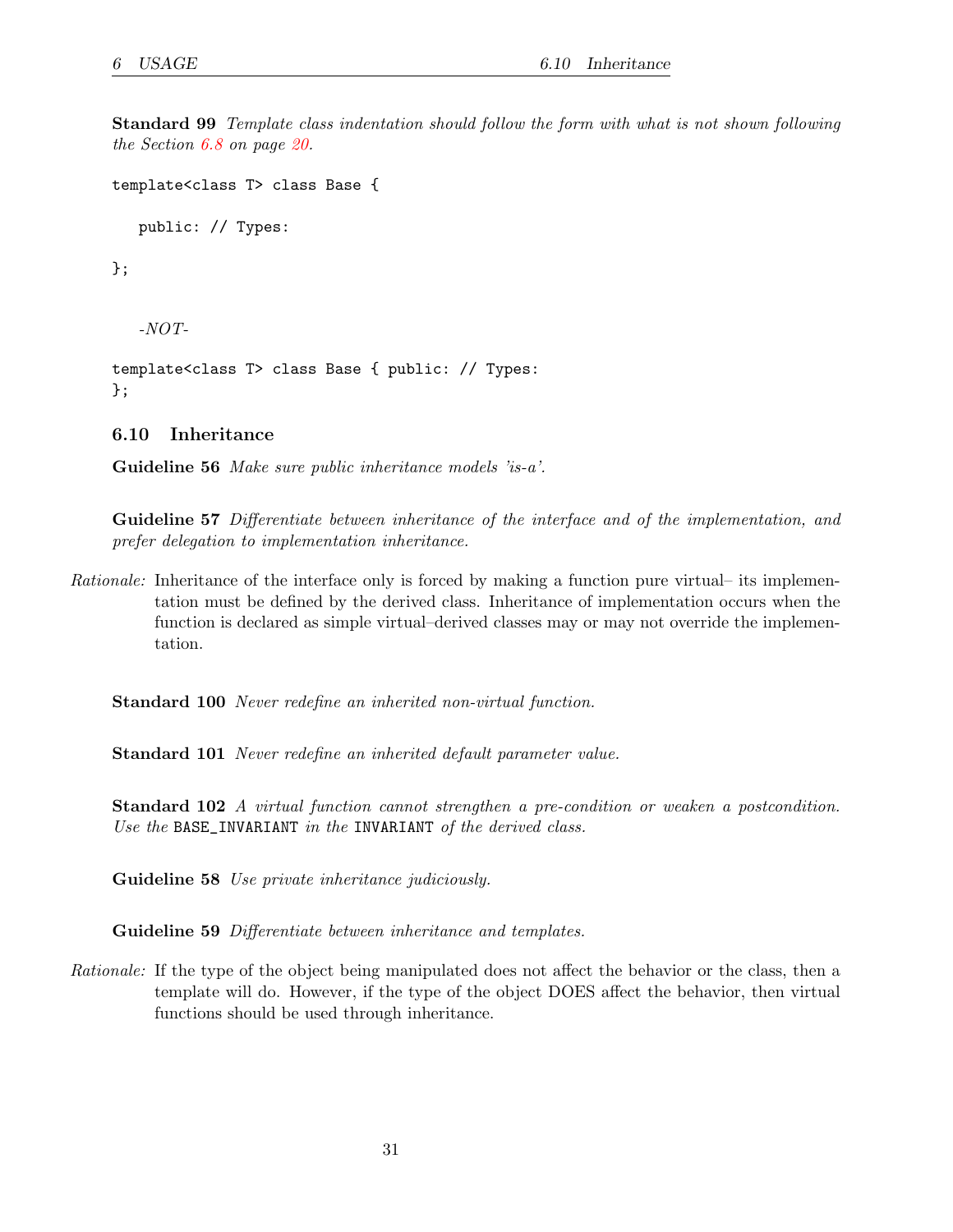**Standard 99** *Template class indentation should follow the form with what is not shown following the Section 6.8 on page 20.*

```
template<class T> class Base {

   public: // Types:

};
```

*-NOT-*

```
template<class T> class Base { public: // Types:
};
```

### 6.10 Inheritance

**Guideline 56** *Make sure public inheritance models 'is-a'.*

**Guideline 57** *Differentiate between inheritance of the interface and of the implementation, and prefer delegation to implementation inheritance.*

*Rationale:* Inheritance of the interface only is forced by making a function pure virtual– its implementation must be defined by the derived class. Inheritance of implementation occurs when the function is declared as simple virtual–derived classes may or may not override the implementation.

**Standard 100** *Never redefine an inherited non-virtual function.*

**Standard 101** *Never redefine an inherited default parameter value.*

**Standard 102** *A virtual function cannot strengthen a pre-condition or weaken a postcondition. Use the* `BASE_INVARIANT` *in the* `INVARIANT` *of the derived class.*

**Guideline 58** *Use private inheritance judiciously.*

**Guideline 59** *Differentiate between inheritance and templates.*

*Rationale:* If the type of the object being manipulated does not affect the behavior or the class, then a template will do. However, if the type of the object DOES affect the behavior, then virtual functions should be used through inheritance.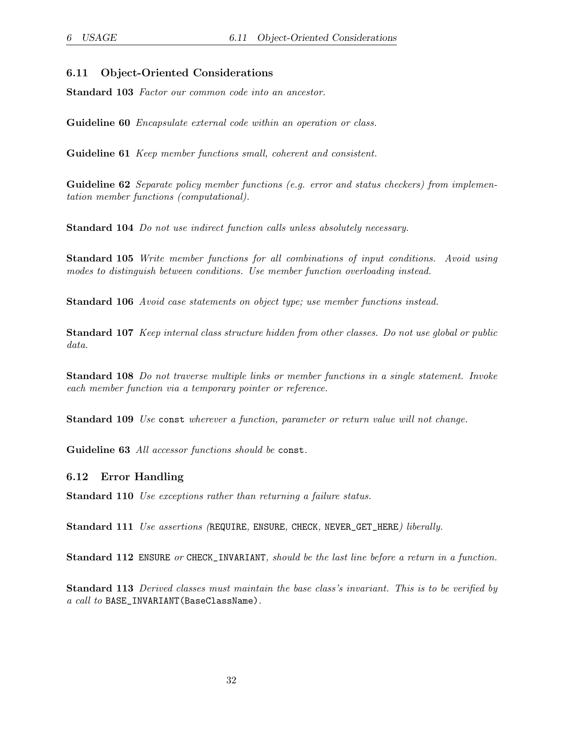## 6.11 Object-Oriented Considerations

**Standard 103** *Factor our common code into an ancestor.*

**Guideline 60** *Encapsulate external code within an operation or class.*

**Guideline 61** *Keep member functions small, coherent and consistent.*

**Guideline 62** *Separate policy member functions (e.g. error and status checkers) from implementation member functions (computational).*

**Standard 104** *Do not use indirect function calls unless absolutely necessary.*

**Standard 105** *Write member functions for all combinations of input conditions. Avoid using modes to distinguish between conditions. Use member function overloading instead.*

**Standard 106** *Avoid case statements on object type; use member functions instead.*

**Standard 107** *Keep internal class structure hidden from other classes. Do not use global or public data.*

**Standard 108** *Do not traverse multiple links or member functions in a single statement. Invoke each member function via a temporary pointer or reference.*

**Standard 109** *Use* `const` *wherever a function, parameter or return value will not change.*

**Guideline 63** *All accessor functions should be* `const`*.*

## 6.12 Error Handling

**Standard 110** *Use exceptions rather than returning a failure status.*

**Standard 111** *Use assertions (*`REQUIRE`*,* `ENSURE`*,* `CHECK`*,* `NEVER_GET_HERE`*) liberally.*

**Standard 112** `ENSURE` *or* `CHECK_INVARIANT`*, should be the last line before a return in a function.*

**Standard 113** *Derived classes must maintain the base class's invariant. This is to be verified by a call to* `BASE_INVARIANT(BaseClassName)`*.*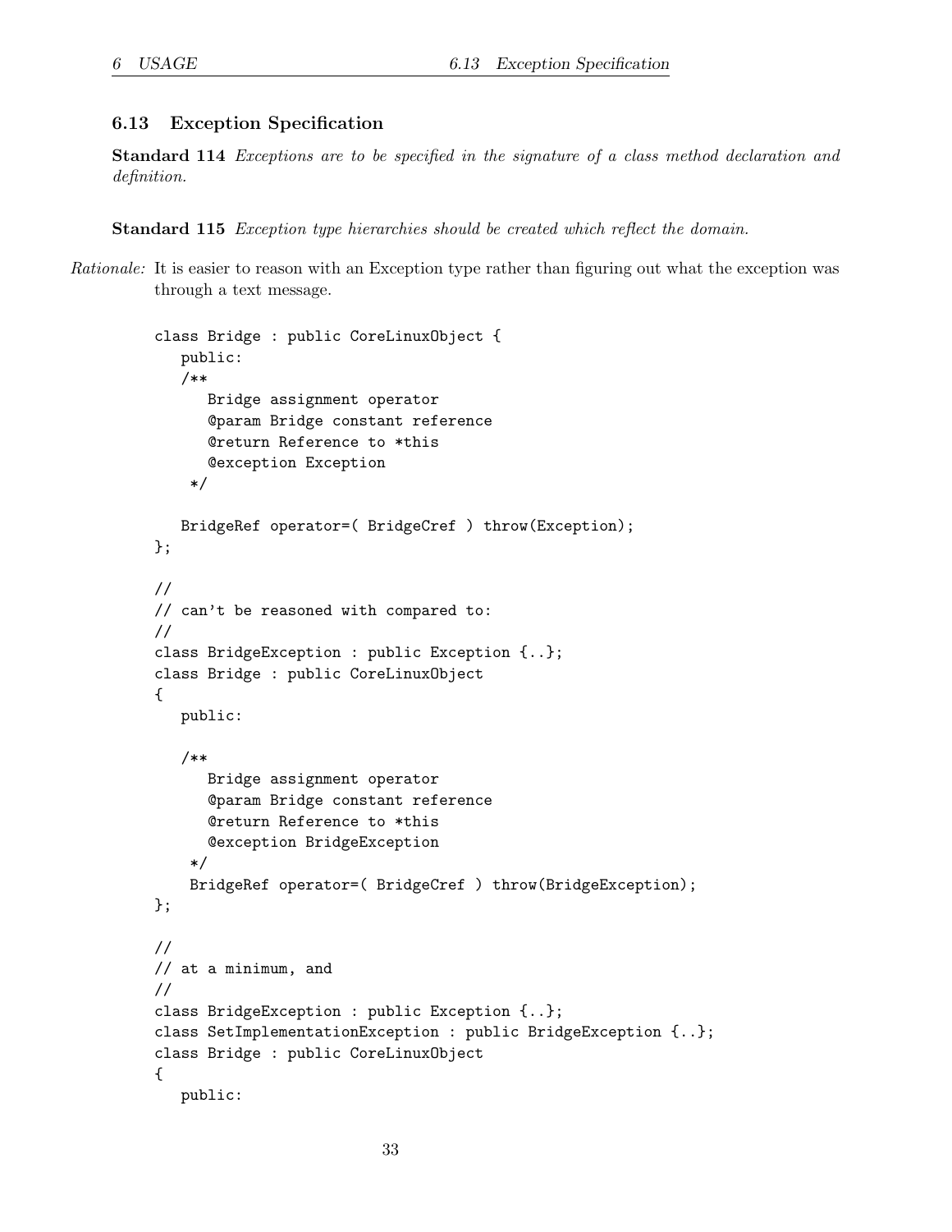## 6.13 Exception Specification

**Standard 114** *Exceptions are to be specified in the signature of a class method declaration and definition.*

**Standard 115** *Exception type hierarchies should be created which reflect the domain.*

*Rationale:* It is easier to reason with an Exception type rather than figuring out what the exception was through a text message.

```
class Bridge : public CoreLinuxObject {
   public:
   /**
      Bridge assignment operator
      @param Bridge constant reference
      @return Reference to *this
      @exception Exception
    */

   BridgeRef operator=( BridgeCref ) throw(Exception);
};

//
// can't be reasoned with compared to:
//
class BridgeException : public Exception {..};
class Bridge : public CoreLinuxObject
{
   public:

   /**
      Bridge assignment operator
      @param Bridge constant reference
      @return Reference to *this
      @exception BridgeException
    */
    BridgeRef operator=( BridgeCref ) throw(BridgeException);
};

//
// at a minimum, and
//
class BridgeException : public Exception {..};
class SetImplementationException : public BridgeException {..};
class Bridge : public CoreLinuxObject
{
   public:
```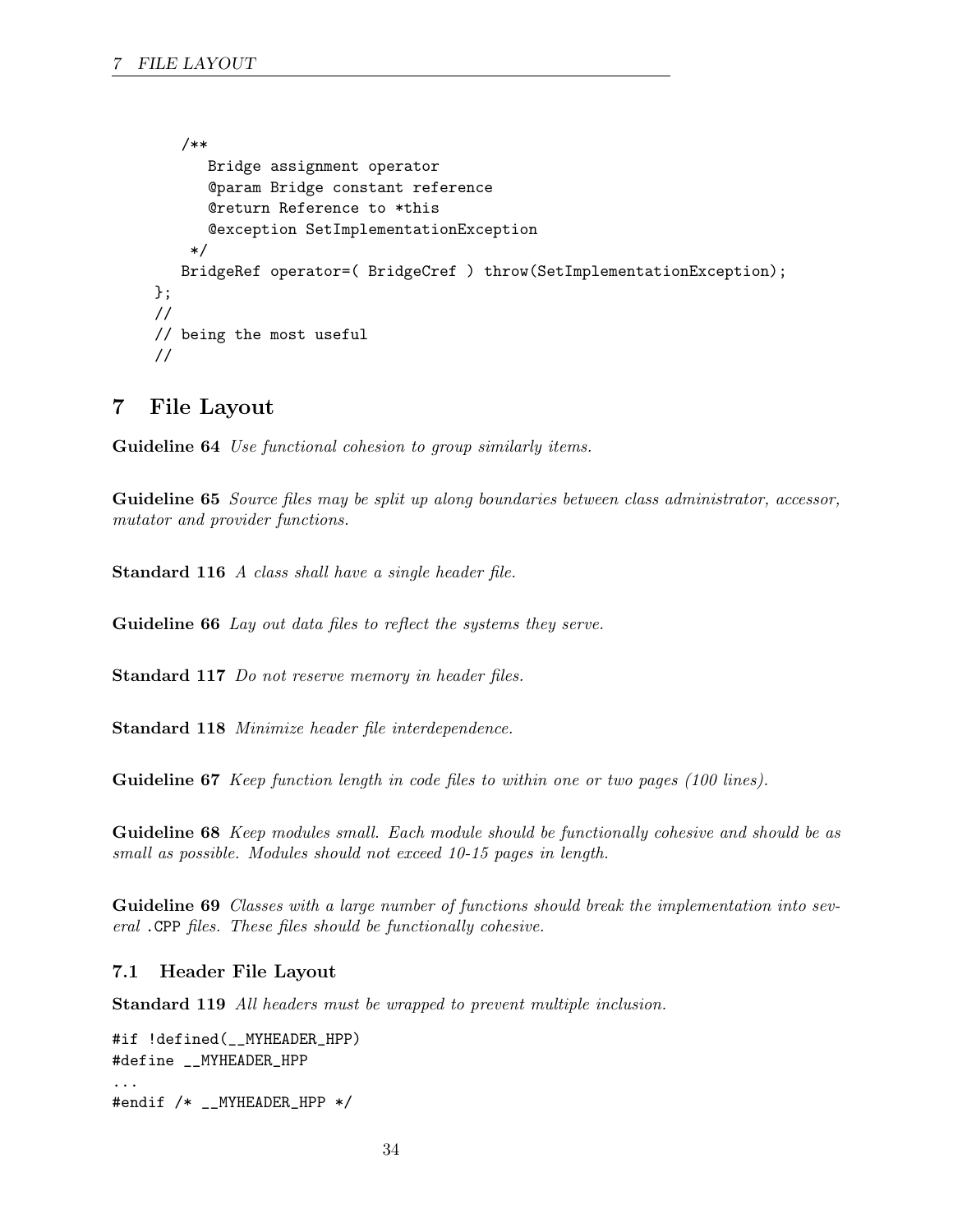```
    /**
       Bridge assignment operator
       @param Bridge constant reference
       @return Reference to *this
       @exception SetImplementationException
     */
    BridgeRef operator=( BridgeCref ) throw(SetImplementationException);
};
//
// being the most useful
//
```

# 7 File Layout

**Guideline 64** *Use functional cohesion to group similarly items.*

**Guideline 65** *Source files may be split up along boundaries between class administrator, accessor, mutator and provider functions.*

**Standard 116** *A class shall have a single header file.*

**Guideline 66** *Lay out data files to reflect the systems they serve.*

**Standard 117** *Do not reserve memory in header files.*

**Standard 118** *Minimize header file interdependence.*

**Guideline 67** *Keep function length in code files to within one or two pages (100 lines).*

**Guideline 68** *Keep modules small. Each module should be functionally cohesive and should be as small as possible. Modules should not exceed 10-15 pages in length.*

**Guideline 69** *Classes with a large number of functions should break the implementation into several* .CPP *files. These files should be functionally cohesive.*

## 7.1 Header File Layout

**Standard 119** *All headers must be wrapped to prevent multiple inclusion.*

```
#if !defined(__MYHEADER_HPP)
#define __MYHEADER_HPP
...
#endif /* __MYHEADER_HPP */
```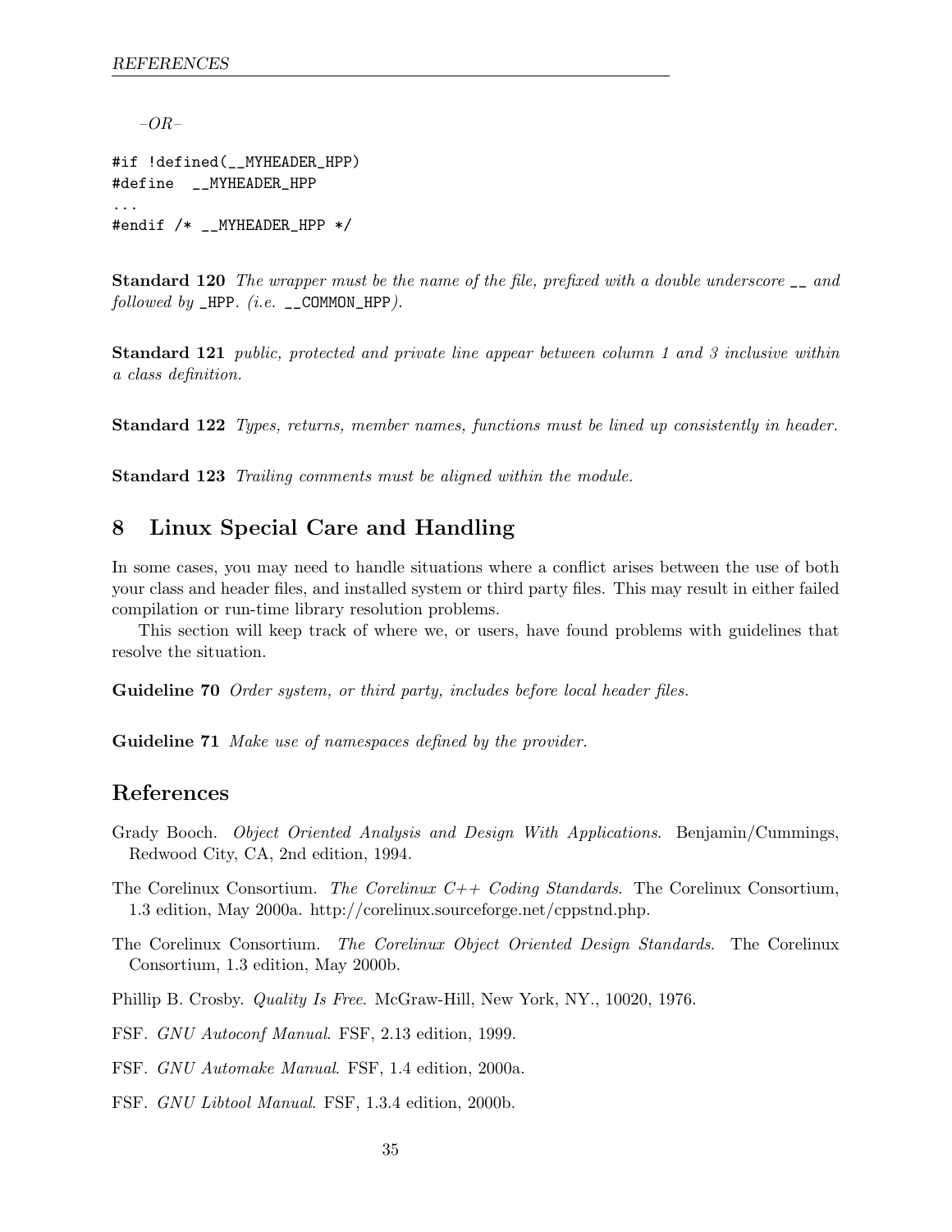*–OR–*

```
#if !defined(__MYHEADER_HPP)
#define  __MYHEADER_HPP
...
#endif /* __MYHEADER_HPP */
```

**Standard 120** *The wrapper must be the name of the file, prefixed with a double underscore* `__` *and followed by* `_HPP`*. (i.e.* `__COMMON_HPP`*).*

**Standard 121** *public, protected and private line appear between column 1 and 3 inclusive within a class definition.*

**Standard 122** *Types, returns, member names, functions must be lined up consistently in header.*

**Standard 123** *Trailing comments must be aligned within the module.*

## 8 Linux Special Care and Handling

In some cases, you may need to handle situations where a conflict arises between the use of both your class and header files, and installed system or third party files. This may result in either failed compilation or run-time library resolution problems.

This section will keep track of where we, or users, have found problems with guidelines that resolve the situation.

**Guideline 70** *Order system, or third party, includes before local header files.*

**Guideline 71** *Make use of namespaces defined by the provider.*

## References

Grady Booch. *Object Oriented Analysis and Design With Applications*. Benjamin/Cummings, Redwood City, CA, 2nd edition, 1994.

The Corelinux Consortium. *The Corelinux C++ Coding Standards*. The Corelinux Consortium, 1.3 edition, May 2000a. http://corelinux.sourceforge.net/cppstnd.php.

The Corelinux Consortium. *The Corelinux Object Oriented Design Standards*. The Corelinux Consortium, 1.3 edition, May 2000b.

Phillip B. Crosby. *Quality Is Free*. McGraw-Hill, New York, NY., 10020, 1976.

FSF. *GNU Autoconf Manual*. FSF, 2.13 edition, 1999.

FSF. *GNU Automake Manual*. FSF, 1.4 edition, 2000a.

FSF. *GNU Libtool Manual*. FSF, 1.3.4 edition, 2000b.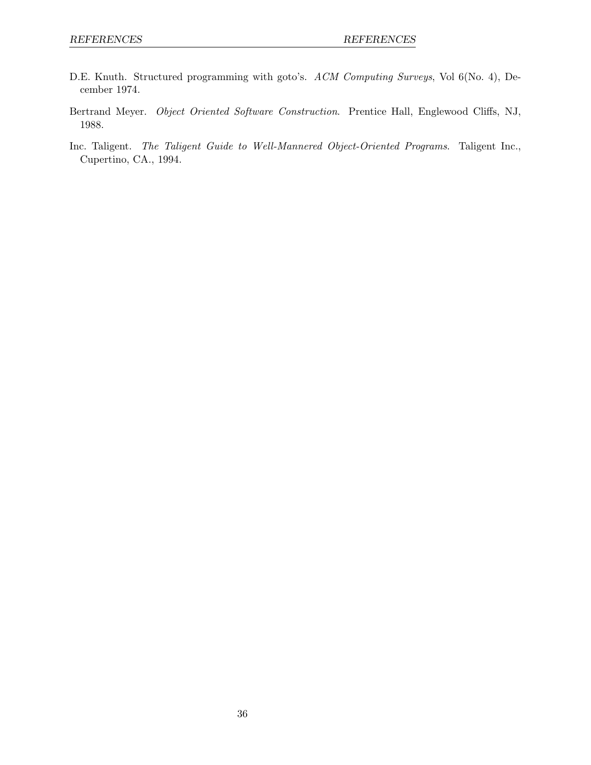D.E. Knuth. Structured programming with goto's. *ACM Computing Surveys*, Vol 6(No. 4), December 1974.

Bertrand Meyer. *Object Oriented Software Construction*. Prentice Hall, Englewood Cliffs, NJ, 1988.

Inc. Taligent. *The Taligent Guide to Well-Mannered Object-Oriented Programs*. Taligent Inc., Cupertino, CA., 1994.